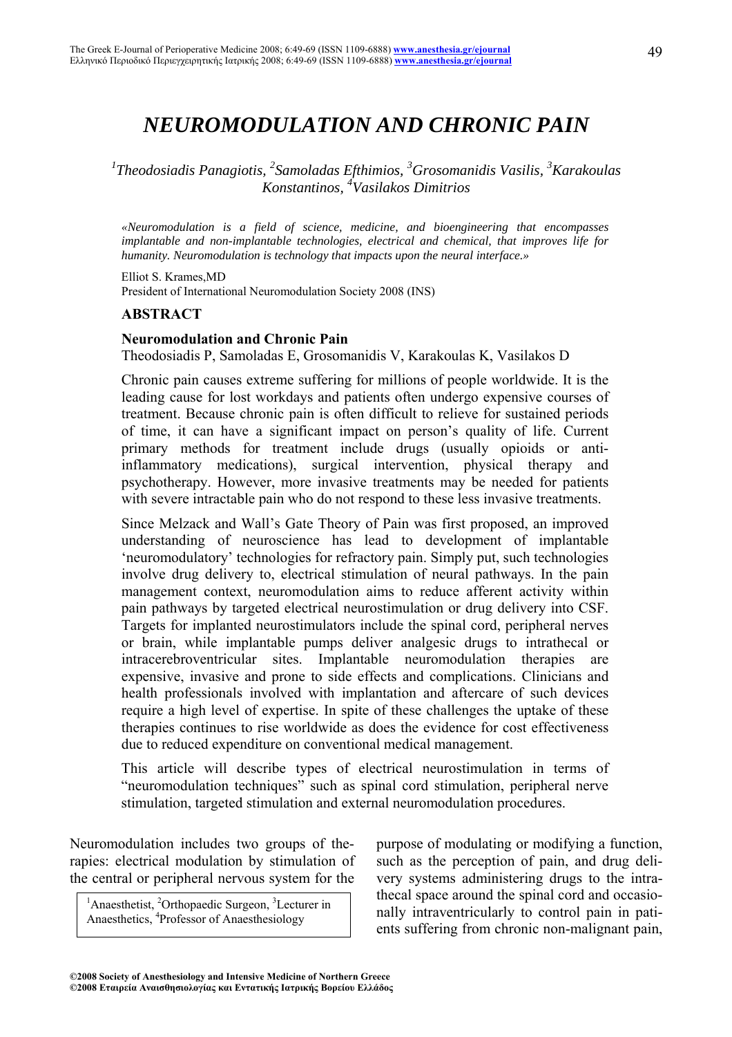# *NEUROMODULATION AND CHRONIC PAIN*

*[1]Theodosiadis Panagiotis, [2]Samoladas Efthimios, [3]Grosomanidis Vasilis, [3]Karakoulas Konstantinos, [4]Vasilakos Dimitrios*

*«Neuromodulation is a field of science, medicine, and bioengineering that encompasses implantable and non-implantable technologies, electrical and chemical, that improves life for humanity. Neuromodulation is technology that impacts upon the neural interface.»*

Elliot S. Krames,MD
President of International Neuromodulation Society 2008 (INS)

## ABSTRACT

**Neuromodulation and Chronic Pain**
Theodosiadis P, Samoladas E, Grosomanidis V, Karakoulas K, Vasilakos D

Chronic pain causes extreme suffering for millions of people worldwide. It is the leading cause for lost workdays and patients often undergo expensive courses of treatment. Because chronic pain is often difficult to relieve for sustained periods of time, it can have a significant impact on person's quality of life. Current primary methods for treatment include drugs (usually opioids or anti-inflammatory medications), surgical intervention, physical therapy and psychotherapy. However, more invasive treatments may be needed for patients with severe intractable pain who do not respond to these less invasive treatments.

Since Melzack and Wall's Gate Theory of Pain was first proposed, an improved understanding of neuroscience has lead to development of implantable 'neuromodulatory' technologies for refractory pain. Simply put, such technologies involve drug delivery to, electrical stimulation of neural pathways. In the pain management context, neuromodulation aims to reduce afferent activity within pain pathways by targeted electrical neurostimulation or drug delivery into CSF. Targets for implanted neurostimulators include the spinal cord, peripheral nerves or brain, while implantable pumps deliver analgesic drugs to intrathecal or intracerebroventricular sites. Implantable neuromodulation therapies are expensive, invasive and prone to side effects and complications. Clinicians and health professionals involved with implantation and aftercare of such devices require a high level of expertise. In spite of these challenges the uptake of these therapies continues to rise worldwide as does the evidence for cost effectiveness due to reduced expenditure on conventional medical management.

This article will describe types of electrical neurostimulation in terms of "neuromodulation techniques" such as spinal cord stimulation, peripheral nerve stimulation, targeted stimulation and external neuromodulation procedures.

Neuromodulation includes two groups of therapies: electrical modulation by stimulation of the central or peripheral nervous system for the purpose of modulating or modifying a function, such as the perception of pain, and drug delivery systems administering drugs to the intrathecal space around the spinal cord and occasionally intraventricularly to control pain in patients suffering from chronic non-malignant pain,

[1]Anaesthetist, [2]Orthopaedic Surgeon, [3]Lecturer in Anaesthetics, [4]Professor of Anaesthesiology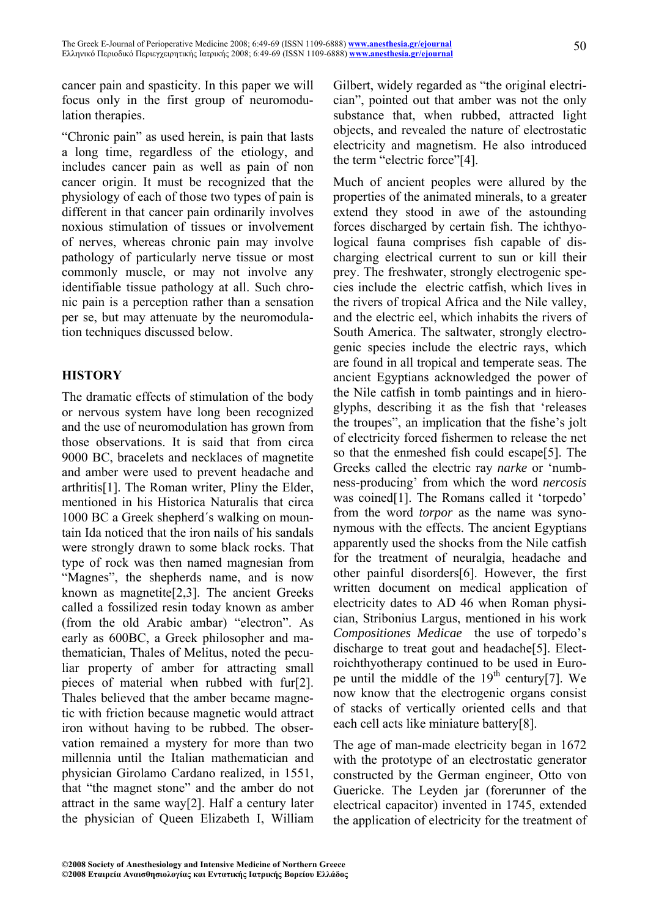cancer pain and spasticity. In this paper we will focus only in the first group of neuromodulation therapies.

"Chronic pain" as used herein, is pain that lasts a long time, regardless of the etiology, and includes cancer pain as well as pain of non cancer origin. It must be recognized that the physiology of each of those two types of pain is different in that cancer pain ordinarily involves noxious stimulation of tissues or involvement of nerves, whereas chronic pain may involve pathology of particularly nerve tissue or most commonly muscle, or may not involve any identifiable tissue pathology at all. Such chronic pain is a perception rather than a sensation per se, but may attenuate by the neuromodulation techniques discussed below.

## HISTORY

The dramatic effects of stimulation of the body or nervous system have long been recognized and the use of neuromodulation has grown from those observations. It is said that from circa 9000 BC, bracelets and necklaces of magnetite and amber were used to prevent headache and arthritis[1]. The Roman writer, Pliny the Elder, mentioned in his Historica Naturalis that circa 1000 BC a Greek shepherd´s walking on mountain Ida noticed that the iron nails of his sandals were strongly drawn to some black rocks. That type of rock was then named magnesian from "Magnes", the shepherds name, and is now known as magnetite[2,3]. The ancient Greeks called a fossilized resin today known as amber (from the old Arabic ambar) "electron". As early as 600BC, a Greek philosopher and mathematician, Thales of Melitus, noted the peculiar property of amber for attracting small pieces of material when rubbed with fur[2]. Thales believed that the amber became magnetic with friction because magnetic would attract iron without having to be rubbed. The observation remained a mystery for more than two millennia until the Italian mathematician and physician Girolamo Cardano realized, in 1551, that "the magnet stone" and the amber do not attract in the same way[2]. Half a century later the physician of Queen Elizabeth I, William Gilbert, widely regarded as "the original electrician", pointed out that amber was not the only substance that, when rubbed, attracted light objects, and revealed the nature of electrostatic electricity and magnetism. He also introduced the term "electric force"[4].

Much of ancient peoples were allured by the properties of the animated minerals, to a greater extend they stood in awe of the astounding forces discharged by certain fish. The ichthyological fauna comprises fish capable of discharging electrical current to sun or kill their prey. The freshwater, strongly electrogenic species include the electric catfish, which lives in the rivers of tropical Africa and the Nile valley, and the electric eel, which inhabits the rivers of South America. The saltwater, strongly electrogenic species include the electric rays, which are found in all tropical and temperate seas. The ancient Egyptians acknowledged the power of the Nile catfish in tomb paintings and in hieroglyphs, describing it as the fish that 'releases the troupes", an implication that the fishe's jolt of electricity forced fishermen to release the net so that the enmeshed fish could escape[5]. The Greeks called the electric ray *narke* or 'numbness-producing' from which the word *nercosis* was coined[1]. The Romans called it 'torpedo' from the word *torpor* as the name was synonymous with the effects. The ancient Egyptians apparently used the shocks from the Nile catfish for the treatment of neuralgia, headache and other painful disorders[6]. However, the first written document on medical application of electricity dates to AD 46 when Roman physician, Stribonius Largus, mentioned in his work *Compositiones Medicae* the use of torpedo's discharge to treat gout and headache[5]. Electroichthyotherapy continued to be used in Europe until the middle of the 19th century[7]. We now know that the electrogenic organs consist of stacks of vertically oriented cells and that each cell acts like miniature battery[8].

The age of man-made electricity began in 1672 with the prototype of an electrostatic generator constructed by the German engineer, Otto von Guericke. The Leyden jar (forerunner of the electrical capacitor) invented in 1745, extended the application of electricity for the treatment of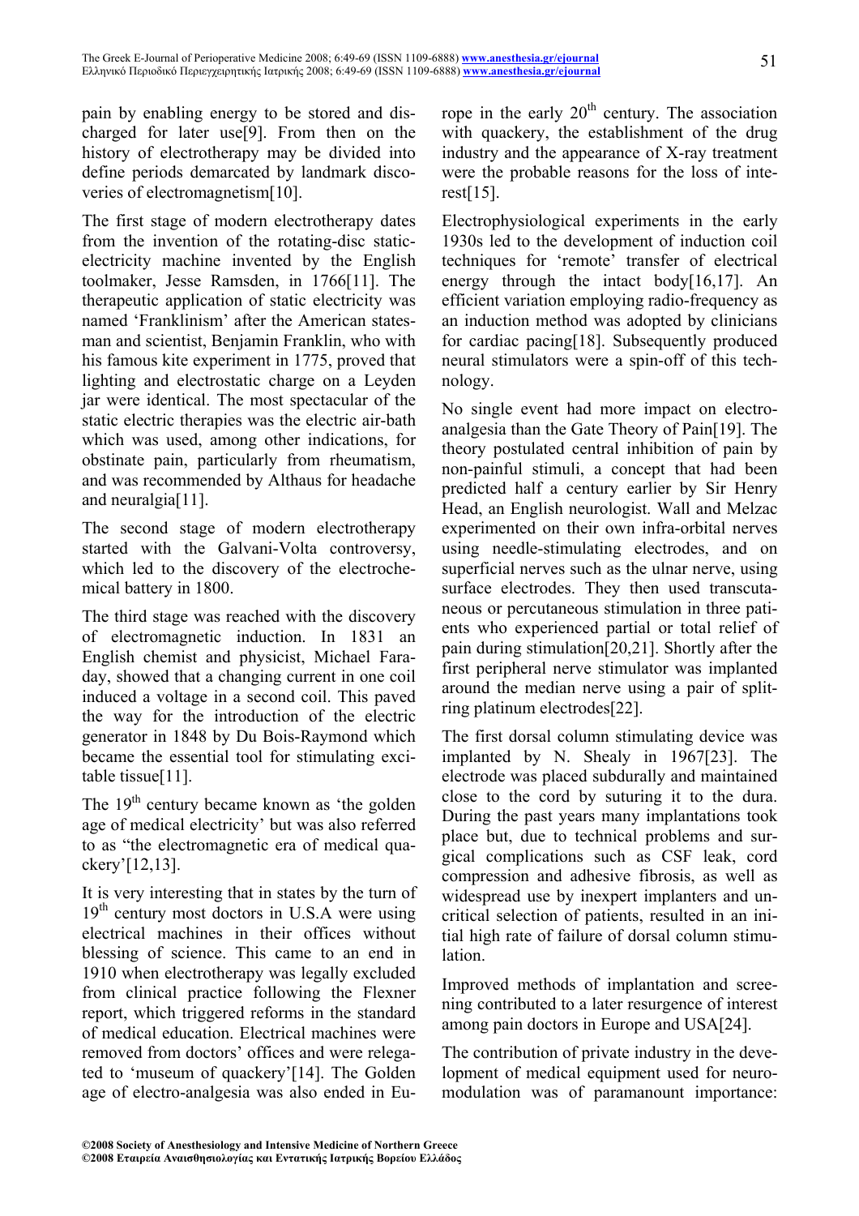pain by enabling energy to be stored and discharged for later use[9]. From then on the history of electrotherapy may be divided into define periods demarcated by landmark discoveries of electromagnetism[10].

The first stage of modern electrotherapy dates from the invention of the rotating-disc static-electricity machine invented by the English toolmaker, Jesse Ramsden, in 1766[11]. The therapeutic application of static electricity was named 'Franklinism' after the American statesman and scientist, Benjamin Franklin, who with his famous kite experiment in 1775, proved that lighting and electrostatic charge on a Leyden jar were identical. The most spectacular of the static electric therapies was the electric air-bath which was used, among other indications, for obstinate pain, particularly from rheumatism, and was recommended by Althaus for headache and neuralgia[11].

The second stage of modern electrotherapy started with the Galvani-Volta controversy, which led to the discovery of the electrochemical battery in 1800.

The third stage was reached with the discovery of electromagnetic induction. In 1831 an English chemist and physicist, Michael Faraday, showed that a changing current in one coil induced a voltage in a second coil. This paved the way for the introduction of the electric generator in 1848 by Du Bois-Raymond which became the essential tool for stimulating excitable tissue[11].

The 19th century became known as 'the golden age of medical electricity' but was also referred to as "the electromagnetic era of medical quackery'[12,13].

It is very interesting that in states by the turn of 19th century most doctors in U.S.A were using electrical machines in their offices without blessing of science. This came to an end in 1910 when electrotherapy was legally excluded from clinical practice following the Flexner report, which triggered reforms in the standard of medical education. Electrical machines were removed from doctors' offices and were relegated to 'museum of quackery'[14]. The Golden age of electro-analgesia was also ended in Europe in the early 20th century. The association with quackery, the establishment of the drug industry and the appearance of X-ray treatment were the probable reasons for the loss of interest[15].

Electrophysiological experiments in the early 1930s led to the development of induction coil techniques for 'remote' transfer of electrical energy through the intact body[16,17]. An efficient variation employing radio-frequency as an induction method was adopted by clinicians for cardiac pacing[18]. Subsequently produced neural stimulators were a spin-off of this technology.

No single event had more impact on electro-analgesia than the Gate Theory of Pain[19]. The theory postulated central inhibition of pain by non-painful stimuli, a concept that had been predicted half a century earlier by Sir Henry Head, an English neurologist. Wall and Melzac experimented on their own infra-orbital nerves using needle-stimulating electrodes, and on superficial nerves such as the ulnar nerve, using surface electrodes. They then used transcutaneous or percutaneous stimulation in three patients who experienced partial or total relief of pain during stimulation[20,21]. Shortly after the first peripheral nerve stimulator was implanted around the median nerve using a pair of split-ring platinum electrodes[22].

The first dorsal column stimulating device was implanted by N. Shealy in 1967[23]. The electrode was placed subdurally and maintained close to the cord by suturing it to the dura. During the past years many implantations took place but, due to technical problems and surgical complications such as CSF leak, cord compression and adhesive fibrosis, as well as widespread use by inexpert implanters and uncritical selection of patients, resulted in an initial high rate of failure of dorsal column stimulation.

Improved methods of implantation and screening contributed to a later resurgence of interest among pain doctors in Europe and USA[24].

The contribution of private industry in the development of medical equipment used for neuromodulation was of paramanount importance: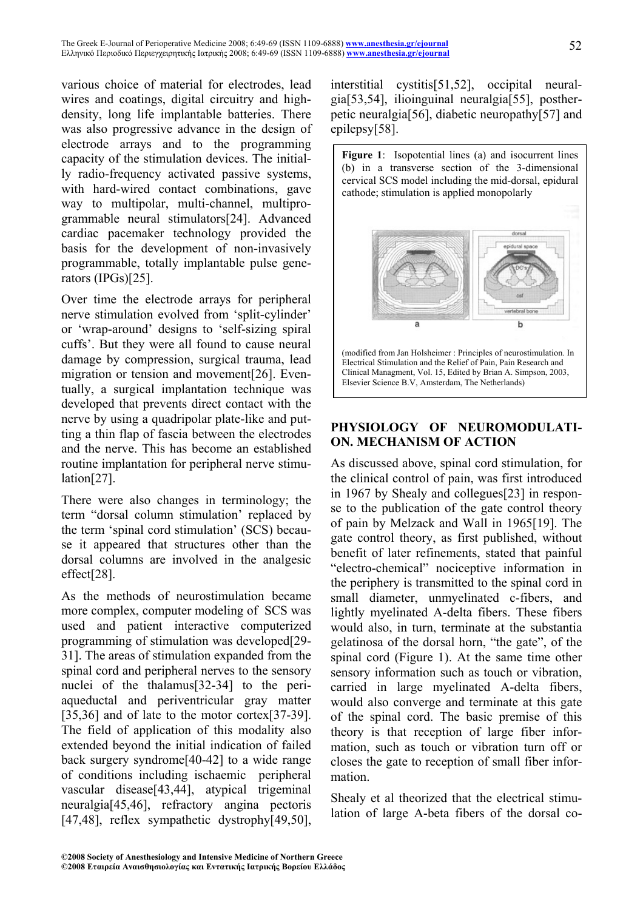various choice of material for electrodes, lead wires and coatings, digital circuitry and high-density, long life implantable batteries. There was also progressive advance in the design of electrode arrays and to the programming capacity of the stimulation devices. The initially radio-frequency activated passive systems, with hard-wired contact combinations, gave way to multipolar, multi-channel, multiprogrammable neural stimulators[24]. Advanced cardiac pacemaker technology provided the basis for the development of non-invasively programmable, totally implantable pulse generators (IPGs)[25].

Over time the electrode arrays for peripheral nerve stimulation evolved from 'split-cylinder' or 'wrap-around' designs to 'self-sizing spiral cuffs'. But they were all found to cause neural damage by compression, surgical trauma, lead migration or tension and movement[26]. Eventually, a surgical implantation technique was developed that prevents direct contact with the nerve by using a quadripolar plate-like and putting a thin flap of fascia between the electrodes and the nerve. This has become an established routine implantation for peripheral nerve stimulation[27].

There were also changes in terminology; the term "dorsal column stimulation' replaced by the term 'spinal cord stimulation' (SCS) because it appeared that structures other than the dorsal columns are involved in the analgesic effect[28].

As the methods of neurostimulation became more complex, computer modeling of SCS was used and patient interactive computerized programming of stimulation was developed[29-31]. The areas of stimulation expanded from the spinal cord and peripheral nerves to the sensory nuclei of the thalamus[32-34] to the periaqueductal and periventricular gray matter [35,36] and of late to the motor cortex[37-39]. The field of application of this modality also extended beyond the initial indication of failed back surgery syndrome[40-42] to a wide range of conditions including ischaemic peripheral vascular disease[43,44], atypical trigeminal neuralgia[45,46], refractory angina pectoris [47,48], reflex sympathetic dystrophy[49,50], interstitial cystitis[51,52], occipital neuralgia[53,54], ilioinguinal neuralgia[55], postherpetic neuralgia[56], diabetic neuropathy[57] and epilepsy[58].

**Figure 1**: Isopotential lines (a) and isocurrent lines (b) in a transverse section of the 3-dimensional cervical SCS model including the mid-dorsal, epidural cathode; stimulation is applied monopolarly

(modified from Jan Holsheimer : Principles of neurostimulation. In Electrical Stimulation and the Relief of Pain, Pain Research and Clinical Managment, Vol. 15, Edited by Brian A. Simpson, 2003, Elsevier Science B.V, Amsterdam, The Netherlands)

## PHYSIOLOGY OF NEUROMODULATION. MECHANISM OF ACTION

As discussed above, spinal cord stimulation, for the clinical control of pain, was first introduced in 1967 by Shealy and collegues[23] in response to the publication of the gate control theory of pain by Melzack and Wall in 1965[19]. The gate control theory, as first published, without benefit of later refinements, stated that painful "electro-chemical" nociceptive information in the periphery is transmitted to the spinal cord in small diameter, unmyelinated c-fibers, and lightly myelinated A-delta fibers. These fibers would also, in turn, terminate at the substantia gelatinosa of the dorsal horn, "the gate", of the spinal cord (Figure 1). At the same time other sensory information such as touch or vibration, carried in large myelinated A-delta fibers, would also converge and terminate at this gate of the spinal cord. The basic premise of this theory is that reception of large fiber information, such as touch or vibration turn off or closes the gate to reception of small fiber information.

Shealy et al theorized that the electrical stimulation of large A-beta fibers of the dorsal co-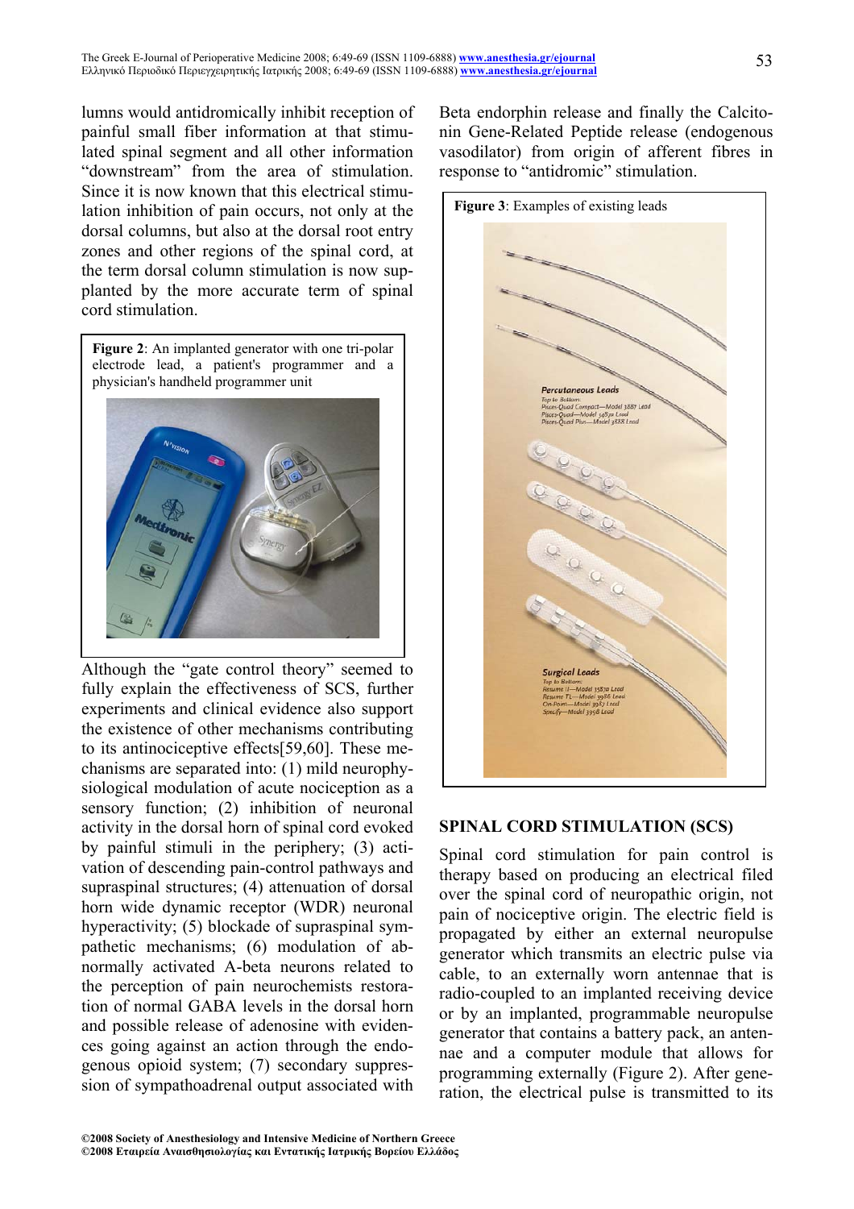lumns would antidromically inhibit reception of painful small fiber information at that stimulated spinal segment and all other information "downstream" from the area of stimulation. Since it is now known that this electrical stimulation inhibition of pain occurs, not only at the dorsal columns, but also at the dorsal root entry zones and other regions of the spinal cord, at the term dorsal column stimulation is now supplanted by the more accurate term of spinal cord stimulation.

**Figure 2**: An implanted generator with one tri-polar electrode lead, a patient's programmer and a physician's handheld programmer unit

Although the "gate control theory" seemed to fully explain the effectiveness of SCS, further experiments and clinical evidence also support the existence of other mechanisms contributing to its antinociceptive effects[59,60]. These mechanisms are separated into: (1) mild neurophysiological modulation of acute nociception as a sensory function; (2) inhibition of neuronal activity in the dorsal horn of spinal cord evoked by painful stimuli in the periphery; (3) activation of descending pain-control pathways and supraspinal structures; (4) attenuation of dorsal horn wide dynamic receptor (WDR) neuronal hyperactivity; (5) blockade of supraspinal sympathetic mechanisms; (6) modulation of abnormally activated A-beta neurons related to the perception of pain neurochemists restoration of normal GABA levels in the dorsal horn and possible release of adenosine with evidences going against an action through the endogenous opioid system; (7) secondary suppression of sympathoadrenal output associated with Beta endorphin release and finally the Calcitonin Gene-Related Peptide release (endogenous vasodilator) from origin of afferent fibres in response to "antidromic" stimulation.

**Figure 3**: Examples of existing leads

## SPINAL CORD STIMULATION (SCS)

Spinal cord stimulation for pain control is therapy based on producing an electrical filed over the spinal cord of neuropathic origin, not pain of nociceptive origin. The electric field is propagated by either an external neuropulse generator which transmits an electric pulse via cable, to an externally worn antennae that is radio-coupled to an implanted receiving device or by an implanted, programmable neuropulse generator that contains a battery pack, an antennae and a computer module that allows for programming externally (Figure 2). After generation, the electrical pulse is transmitted to its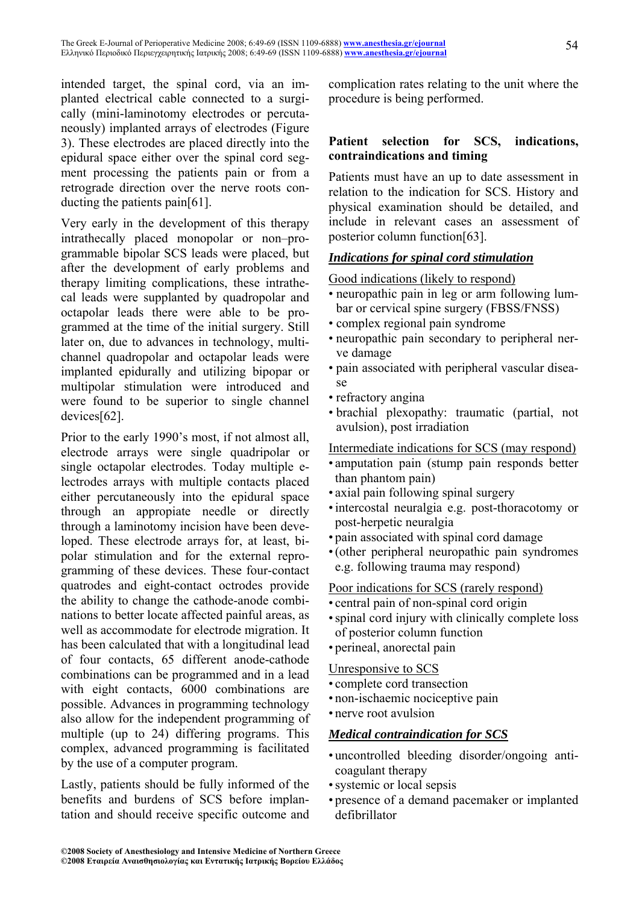intended target, the spinal cord, via an implanted electrical cable connected to a surgically (mini-laminotomy electrodes or percutaneously) implanted arrays of electrodes (Figure 3). These electrodes are placed directly into the epidural space either over the spinal cord segment processing the patients pain or from a retrograde direction over the nerve roots conducting the patients pain[61].

Very early in the development of this therapy intrathecally placed monopolar or non–programmable bipolar SCS leads were placed, but after the development of early problems and therapy limiting complications, these intrathecal leads were supplanted by quadropolar and octapolar leads there were able to be programmed at the time of the initial surgery. Still later on, due to advances in technology, multichannel quadropolar and octapolar leads were implanted epidurally and utilizing bipopar or multipolar stimulation were introduced and were found to be superior to single channel devices[62].

Prior to the early 1990's most, if not almost all, electrode arrays were single quadripolar or single octapolar electrodes. Today multiple electrodes arrays with multiple contacts placed either percutaneously into the epidural space through an appropiate needle or directly through a laminotomy incision have been developed. These electrode arrays for, at least, bipolar stimulation and for the external reprogramming of these devices. These four-contact quatrodes and eight-contact octrodes provide the ability to change the cathode-anode combinations to better locate affected painful areas, as well as accommodate for electrode migration. It has been calculated that with a longitudinal lead of four contacts, 65 different anode-cathode combinations can be programmed and in a lead with eight contacts, 6000 combinations are possible. Advances in programming technology also allow for the independent programming of multiple (up to 24) differing programs. This complex, advanced programming is facilitated by the use of a computer program.

Lastly, patients should be fully informed of the benefits and burdens of SCS before implantation and should receive specific outcome and complication rates relating to the unit where the procedure is being performed.

## Patient selection for SCS, indications, contraindications and timing

Patients must have an up to date assessment in relation to the indication for SCS. History and physical examination should be detailed, and include in relevant cases an assessment of posterior column function[63].

### ***Indications for spinal cord stimulation***

Good indications (likely to respond)

- neuropathic pain in leg or arm following lumbar or cervical spine surgery (FBSS/FNSS)
- complex regional pain syndrome
- neuropathic pain secondary to peripheral nerve damage
- pain associated with peripheral vascular disease
- refractory angina
- brachial plexopathy: traumatic (partial, not avulsion), post irradiation

Intermediate indications for SCS (may respond)

- amputation pain (stump pain responds better than phantom pain)
- axial pain following spinal surgery
- intercostal neuralgia e.g. post-thoracotomy or post-herpetic neuralgia
- pain associated with spinal cord damage
- (other peripheral neuropathic pain syndromes e.g. following trauma may respond)

Poor indications for SCS (rarely respond)

- central pain of non-spinal cord origin
- spinal cord injury with clinically complete loss of posterior column function
- perineal, anorectal pain

Unresponsive to SCS

- complete cord transection
- non-ischaemic nociceptive pain
- nerve root avulsion

### ***Medical contraindication for SCS***

- uncontrolled bleeding disorder/ongoing anticoagulant therapy
- systemic or local sepsis
- presence of a demand pacemaker or implanted defibrillator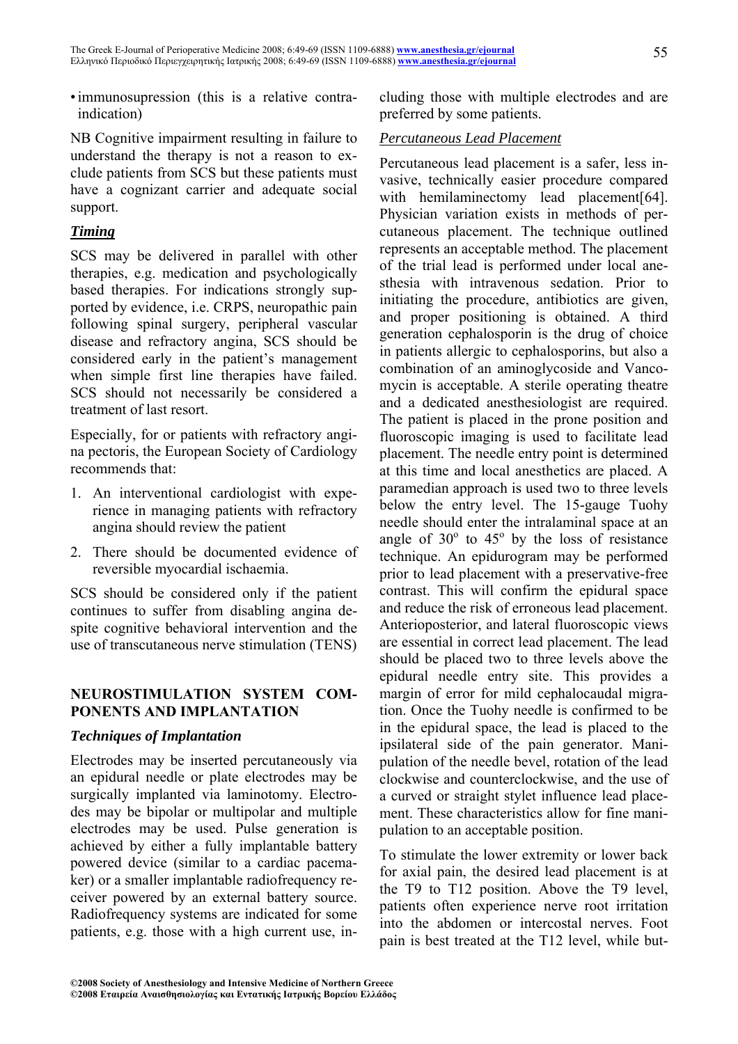- immunosupression (this is a relative contra-indication)

NB Cognitive impairment resulting in failure to understand the therapy is not a reason to exclude patients from SCS but these patients must have a cognizant carrier and adequate social support.

### *Timing*

SCS may be delivered in parallel with other therapies, e.g. medication and psychologically based therapies. For indications strongly supported by evidence, i.e. CRPS, neuropathic pain following spinal surgery, peripheral vascular disease and refractory angina, SCS should be considered early in the patient's management when simple first line therapies have failed. SCS should not necessarily be considered a treatment of last resort.

Especially, for or patients with refractory angina pectoris, the European Society of Cardiology recommends that:

1. An interventional cardiologist with experience in managing patients with refractory angina should review the patient
2. There should be documented evidence of reversible myocardial ischaemia.

SCS should be considered only if the patient continues to suffer from disabling angina despite cognitive behavioral intervention and the use of transcutaneous nerve stimulation (TENS)

## NEUROSTIMULATION SYSTEM COMPONENTS AND IMPLANTATION

### *Techniques of Implantation*

Electrodes may be inserted percutaneously via an epidural needle or plate electrodes may be surgically implanted via laminotomy. Electrodes may be bipolar or multipolar and multiple electrodes may be used. Pulse generation is achieved by either a fully implantable battery powered device (similar to a cardiac pacemaker) or a smaller implantable radiofrequency receiver powered by an external battery source. Radiofrequency systems are indicated for some patients, e.g. those with a high current use, including those with multiple electrodes and are preferred by some patients.

*Percutaneous Lead Placement*

Percutaneous lead placement is a safer, less invasive, technically easier procedure compared with hemilaminectomy lead placement[64]. Physician variation exists in methods of percutaneous placement. The technique outlined represents an acceptable method. The placement of the trial lead is performed under local anesthesia with intravenous sedation. Prior to initiating the procedure, antibiotics are given, and proper positioning is obtained. A third generation cephalosporin is the drug of choice in patients allergic to cephalosporins, but also a combination of an aminoglycoside and Vancomycin is acceptable. A sterile operating theatre and a dedicated anesthesiologist are required. The patient is placed in the prone position and fluoroscopic imaging is used to facilitate lead placement. The needle entry point is determined at this time and local anesthetics are placed. A paramedian approach is used two to three levels below the entry level. The 15-gauge Tuohy needle should enter the intralaminal space at an angle of $30^o$ to $45^o$ by the loss of resistance technique. An epidurogram may be performed prior to lead placement with a preservative-free contrast. This will confirm the epidural space and reduce the risk of erroneous lead placement. Anterioposterior, and lateral fluoroscopic views are essential in correct lead placement. The lead should be placed two to three levels above the epidural needle entry site. This provides a margin of error for mild cephalocaudal migration. Once the Tuohy needle is confirmed to be in the epidural space, the lead is placed to the ipsilateral side of the pain generator. Manipulation of the needle bevel, rotation of the lead clockwise and counterclockwise, and the use of a curved or straight stylet influence lead placement. These characteristics allow for fine manipulation to an acceptable position.

To stimulate the lower extremity or lower back for axial pain, the desired lead placement is at the T9 to T12 position. Above the T9 level, patients often experience nerve root irritation into the abdomen or intercostal nerves. Foot pain is best treated at the T12 level, while but-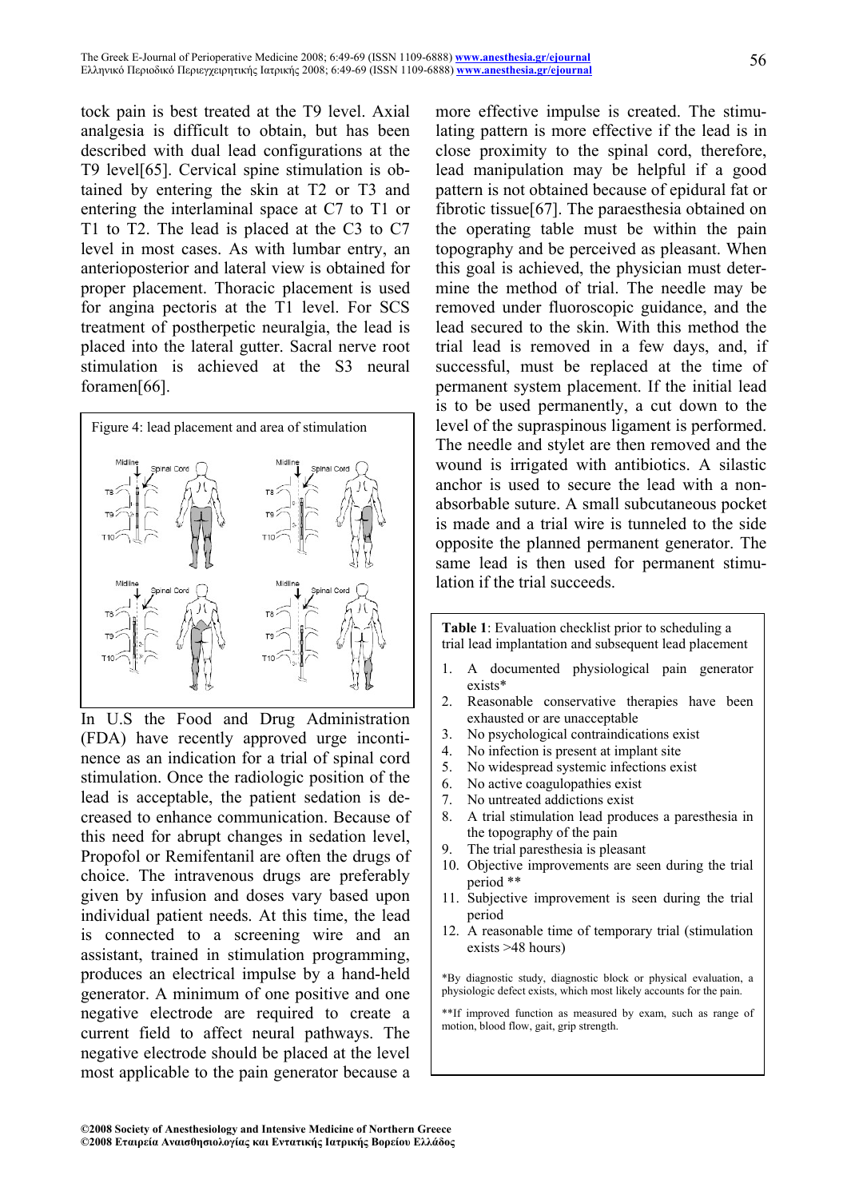tock pain is best treated at the T9 level. Axial analgesia is difficult to obtain, but has been described with dual lead configurations at the T9 level[65]. Cervical spine stimulation is obtained by entering the skin at T2 or T3 and entering the interlaminal space at C7 to T1 or T1 to T2. The lead is placed at the C3 to C7 level in most cases. As with lumbar entry, an anterioposterior and lateral view is obtained for proper placement. Thoracic placement is used for angina pectoris at the T1 level. For SCS treatment of postherpetic neuralgia, the lead is placed into the lateral gutter. Sacral nerve root stimulation is achieved at the S3 neural foramen[66].

Figure 4: lead placement and area of stimulation

In U.S the Food and Drug Administration (FDA) have recently approved urge incontinence as an indication for a trial of spinal cord stimulation. Once the radiologic position of the lead is acceptable, the patient sedation is decreased to enhance communication. Because of this need for abrupt changes in sedation level, Propofol or Remifentanil are often the drugs of choice. The intravenous drugs are preferably given by infusion and doses vary based upon individual patient needs. At this time, the lead is connected to a screening wire and an assistant, trained in stimulation programming, produces an electrical impulse by a hand-held generator. A minimum of one positive and one negative electrode are required to create a current field to affect neural pathways. The negative electrode should be placed at the level most applicable to the pain generator because a more effective impulse is created. The stimulating pattern is more effective if the lead is in close proximity to the spinal cord, therefore, lead manipulation may be helpful if a good pattern is not obtained because of epidural fat or fibrotic tissue[67]. The paraesthesia obtained on the operating table must be within the pain topography and be perceived as pleasant. When this goal is achieved, the physician must determine the method of trial. The needle may be removed under fluoroscopic guidance, and the lead secured to the skin. With this method the trial lead is removed in a few days, and, if successful, must be replaced at the time of permanent system placement. If the initial lead is to be used permanently, a cut down to the level of the supraspinous ligament is performed. The needle and stylet are then removed and the wound is irrigated with antibiotics. A silastic anchor is used to secure the lead with a non-absorbable suture. A small subcutaneous pocket is made and a trial wire is tunneled to the side opposite the planned permanent generator. The same lead is then used for permanent stimulation if the trial succeeds.

**Table 1**: Evaluation checklist prior to scheduling a trial lead implantation and subsequent lead placement

1. A documented physiological pain generator exists*
2. Reasonable conservative therapies have been exhausted or are unacceptable
3. No psychological contraindications exist
4. No infection is present at implant site
5. No widespread systemic infections exist
6. No active coagulopathies exist
7. No untreated addictions exist
8. A trial stimulation lead produces a paresthesia in the topography of the pain
9. The trial paresthesia is pleasant
10. Objective improvements are seen during the trial period **
11. Subjective improvement is seen during the trial period
12. A reasonable time of temporary trial (stimulation exists >48 hours)

*By diagnostic study, diagnostic block or physical evaluation, a physiologic defect exists, which most likely accounts for the pain.

**If improved function as measured by exam, such as range of motion, blood flow, gait, grip strength.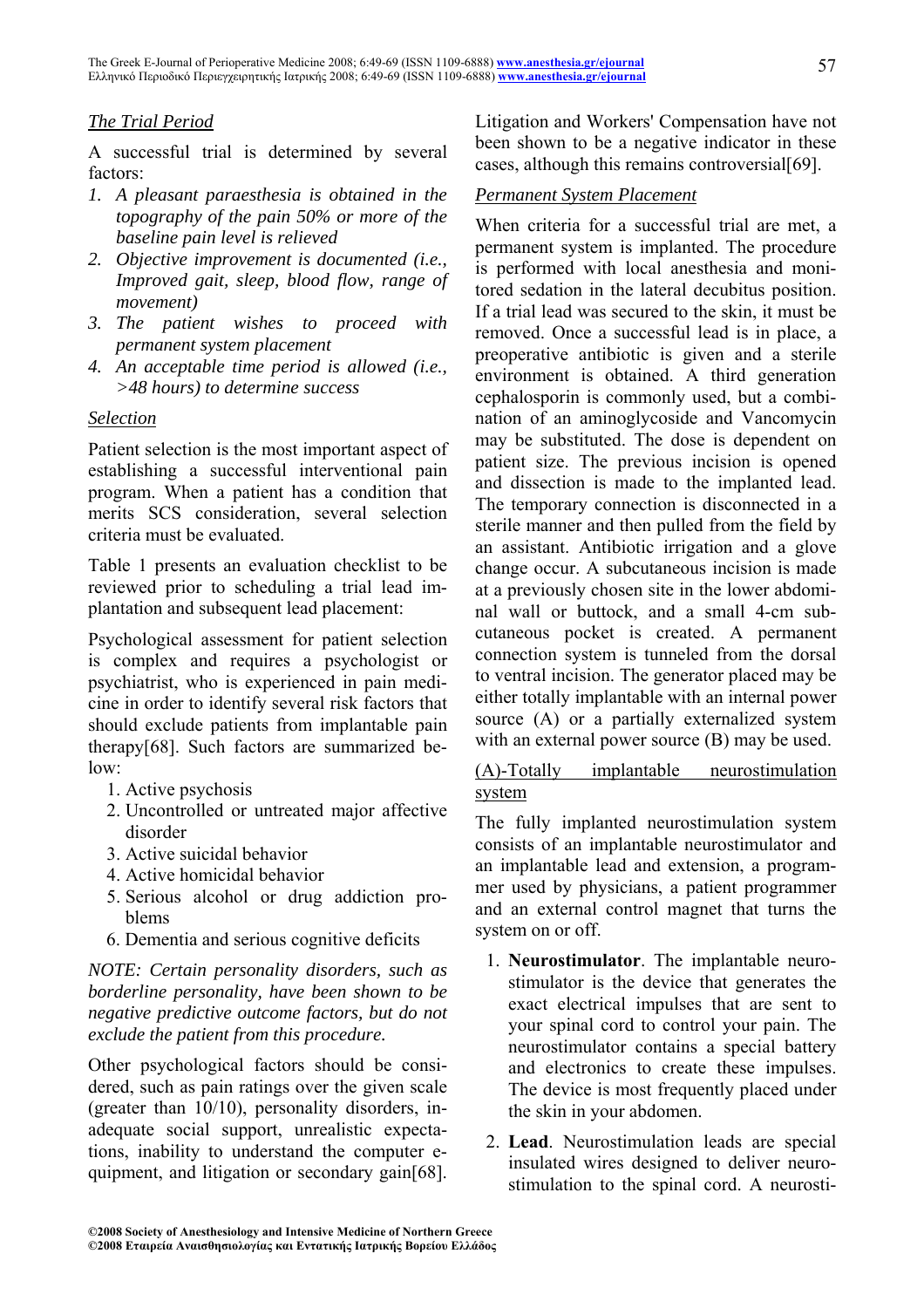*The Trial Period*

A successful trial is determined by several factors:

1. *A pleasant paraesthesia is obtained in the topography of the pain 50% or more of the baseline pain level is relieved*
2. *Objective improvement is documented (i.e., Improved gait, sleep, blood flow, range of movement)*
3. *The patient wishes to proceed with permanent system placement*
4. *An acceptable time period is allowed (i.e., >48 hours) to determine success*

*Selection*

Patient selection is the most important aspect of establishing a successful interventional pain program. When a patient has a condition that merits SCS consideration, several selection criteria must be evaluated.

Table 1 presents an evaluation checklist to be reviewed prior to scheduling a trial lead implantation and subsequent lead placement:

Psychological assessment for patient selection is complex and requires a psychologist or psychiatrist, who is experienced in pain medicine in order to identify several risk factors that should exclude patients from implantable pain therapy[68]. Such factors are summarized below:

1. Active psychosis
2. Uncontrolled or untreated major affective disorder
3. Active suicidal behavior
4. Active homicidal behavior
5. Serious alcohol or drug addiction problems
6. Dementia and serious cognitive deficits

*NOTE: Certain personality disorders, such as borderline personality, have been shown to be negative predictive outcome factors, but do not exclude the patient from this procedure.*

Other psychological factors should be considered, such as pain ratings over the given scale (greater than 10/10), personality disorders, inadequate social support, unrealistic expectations, inability to understand the computer equipment, and litigation or secondary gain[68]. Litigation and Workers' Compensation have not been shown to be a negative indicator in these cases, although this remains controversial[69].

*Permanent System Placement*

When criteria for a successful trial are met, a permanent system is implanted. The procedure is performed with local anesthesia and monitored sedation in the lateral decubitus position. If a trial lead was secured to the skin, it must be removed. Once a successful lead is in place, a preoperative antibiotic is given and a sterile environment is obtained. A third generation cephalosporin is commonly used, but a combination of an aminoglycoside and Vancomycin may be substituted. The dose is dependent on patient size. The previous incision is opened and dissection is made to the implanted lead. The temporary connection is disconnected in a sterile manner and then pulled from the field by an assistant. Antibiotic irrigation and a glove change occur. A subcutaneous incision is made at a previously chosen site in the lower abdominal wall or buttock, and a small 4-cm subcutaneous pocket is created. A permanent connection system is tunneled from the dorsal to ventral incision. The generator placed may be either totally implantable with an internal power source (A) or a partially externalized system with an external power source (B) may be used.

(A)-Totally implantable neurostimulation system

The fully implanted neurostimulation system consists of an implantable neurostimulator and an implantable lead and extension, a programmer used by physicians, a patient programmer and an external control magnet that turns the system on or off.

1. **Neurostimulator**. The implantable neurostimulator is the device that generates the exact electrical impulses that are sent to your spinal cord to control your pain. The neurostimulator contains a special battery and electronics to create these impulses. The device is most frequently placed under the skin in your abdomen.
2. **Lead**. Neurostimulation leads are special insulated wires designed to deliver neurostimulation to the spinal cord. A neurosti-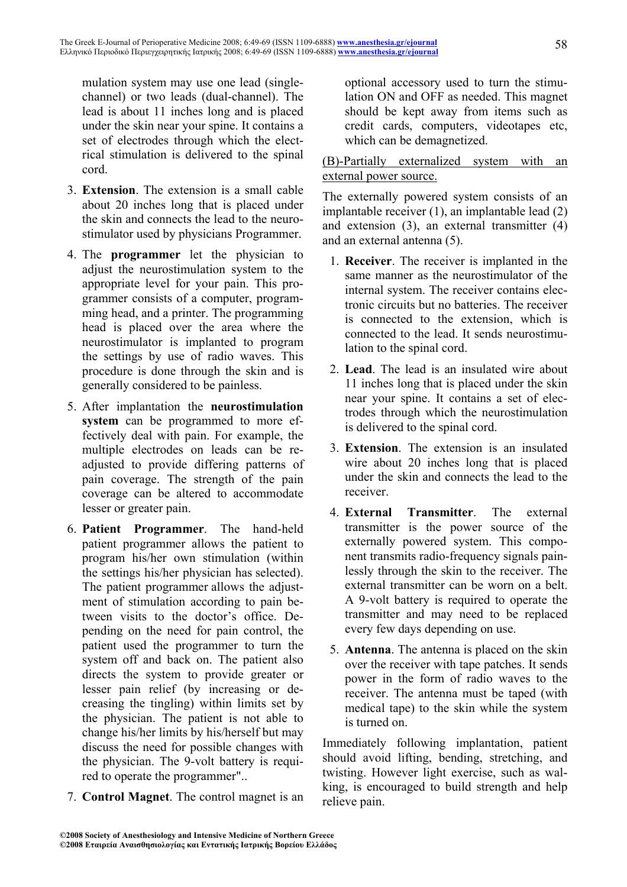mulation system may use one lead (single-channel) or two leads (dual-channel). The lead is about 11 inches long and is placed under the skin near your spine. It contains a set of electrodes through which the electrical stimulation is delivered to the spinal cord.

3. **Extension**. The extension is a small cable about 20 inches long that is placed under the skin and connects the lead to the neurostimulator used by physicians Programmer.

4. The **programmer** let the physician to adjust the neurostimulation system to the appropriate level for your pain. This programmer consists of a computer, programming head, and a printer. The programming head is placed over the area where the neurostimulator is implanted to program the settings by use of radio waves. This procedure is done through the skin and is generally considered to be painless.

5. After implantation the **neurostimulation system** can be programmed to more effectively deal with pain. For example, the multiple electrodes on leads can be readjusted to provide differing patterns of pain coverage. The strength of the pain coverage can be altered to accommodate lesser or greater pain.

6. **Patient Programmer**. The hand-held patient programmer allows the patient to program his/her own stimulation (within the settings his/her physician has selected). The patient programmer allows the adjustment of stimulation according to pain between visits to the doctor's office. Depending on the need for pain control, the patient used the programmer to turn the system off and back on. The patient also directs the system to provide greater or lesser pain relief (by increasing or decreasing the tingling) within limits set by the physician. The patient is not able to change his/her limits by his/herself but may discuss the need for possible changes with the physician. The 9-volt battery is required to operate the programmer"..

7. **Control Magnet**. The control magnet is an optional accessory used to turn the stimulation ON and OFF as needed. This magnet should be kept away from items such as credit cards, computers, videotapes etc, which can be demagnetized.

<u>(B)-Partially externalized system with an external power source.</u>

The externally powered system consists of an implantable receiver (1), an implantable lead (2) and extension (3), an external transmitter (4) and an external antenna (5).

1. **Receiver**. The receiver is implanted in the same manner as the neurostimulator of the internal system. The receiver contains electronic circuits but no batteries. The receiver is connected to the extension, which is connected to the lead. It sends neurostimulation to the spinal cord.

2. **Lead**. The lead is an insulated wire about 11 inches long that is placed under the skin near your spine. It contains a set of electrodes through which the neurostimulation is delivered to the spinal cord.

3. **Extension**. The extension is an insulated wire about 20 inches long that is placed under the skin and connects the lead to the receiver.

4. **External Transmitter**. The external transmitter is the power source of the externally powered system. This component transmits radio-frequency signals painlessly through the skin to the receiver. The external transmitter can be worn on a belt. A 9-volt battery is required to operate the transmitter and may need to be replaced every few days depending on use.

5. **Antenna**. The antenna is placed on the skin over the receiver with tape patches. It sends power in the form of radio waves to the receiver. The antenna must be taped (with medical tape) to the skin while the system is turned on.

Immediately following implantation, patient should avoid lifting, bending, stretching, and twisting. However light exercise, such as walking, is encouraged to build strength and help relieve pain.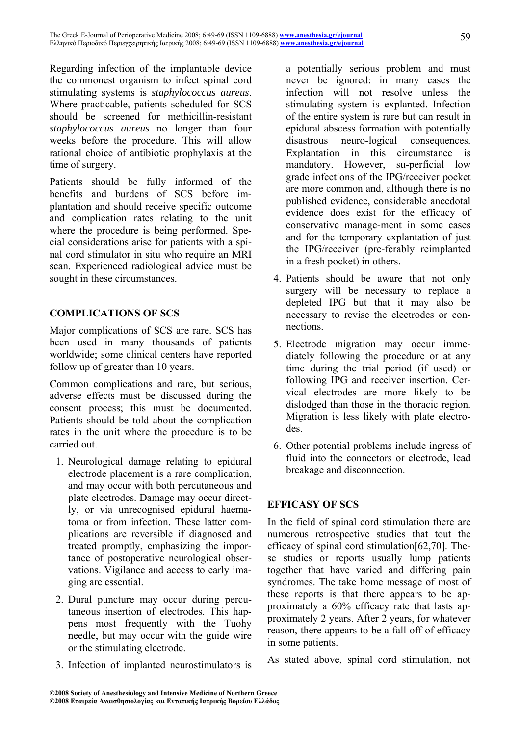Regarding infection of the implantable device the commonest organism to infect spinal cord stimulating systems is *staphylococcus aureus*. Where practicable, patients scheduled for SCS should be screened for methicillin-resistant *staphylococcus aureus* no longer than four weeks before the procedure. This will allow rational choice of antibiotic prophylaxis at the time of surgery.

Patients should be fully informed of the benefits and burdens of SCS before implantation and should receive specific outcome and complication rates relating to the unit where the procedure is being performed. Special considerations arise for patients with a spinal cord stimulator in situ who require an MRI scan. Experienced radiological advice must be sought in these circumstances.

## COMPLICATIONS OF SCS

Major complications of SCS are rare. SCS has been used in many thousands of patients worldwide; some clinical centers have reported follow up of greater than 10 years.

Common complications and rare, but serious, adverse effects must be discussed during the consent process; this must be documented. Patients should be told about the complication rates in the unit where the procedure is to be carried out.

1. Neurological damage relating to epidural electrode placement is a rare complication, and may occur with both percutaneous and plate electrodes. Damage may occur directly, or via unrecognised epidural haematoma or from infection. These latter complications are reversible if diagnosed and treated promptly, emphasizing the importance of postoperative neurological observations. Vigilance and access to early imaging are essential.
2. Dural puncture may occur during percutaneous insertion of electrodes. This happens most frequently with the Tuohy needle, but may occur with the guide wire or the stimulating electrode.
3. Infection of implanted neurostimulators is a potentially serious problem and must never be ignored: in many cases the infection will not resolve unless the stimulating system is explanted. Infection of the entire system is rare but can result in epidural abscess formation with potentially disastrous neuro-logical consequences. Explantation in this circumstance is mandatory. However, su-perficial low grade infections of the IPG/receiver pocket are more common and, although there is no published evidence, considerable anecdotal evidence does exist for the efficacy of conservative manage-ment in some cases and for the temporary explantation of just the IPG/receiver (pre-ferably reimplanted in a fresh pocket) in others.
4. Patients should be aware that not only surgery will be necessary to replace a depleted IPG but that it may also be necessary to revise the electrodes or connections.
5. Electrode migration may occur immediately following the procedure or at any time during the trial period (if used) or following IPG and receiver insertion. Cervical electrodes are more likely to be dislodged than those in the thoracic region. Migration is less likely with plate electrodes.
6. Other potential problems include ingress of fluid into the connectors or electrode, lead breakage and disconnection.

## EFFICASY OF SCS

In the field of spinal cord stimulation there are numerous retrospective studies that tout the efficacy of spinal cord stimulation[62,70]. These studies or reports usually lump patients together that have varied and differing pain syndromes. The take home message of most of these reports is that there appears to be approximately a 60% efficacy rate that lasts approximately 2 years. After 2 years, for whatever reason, there appears to be a fall off of efficacy in some patients.

As stated above, spinal cord stimulation, not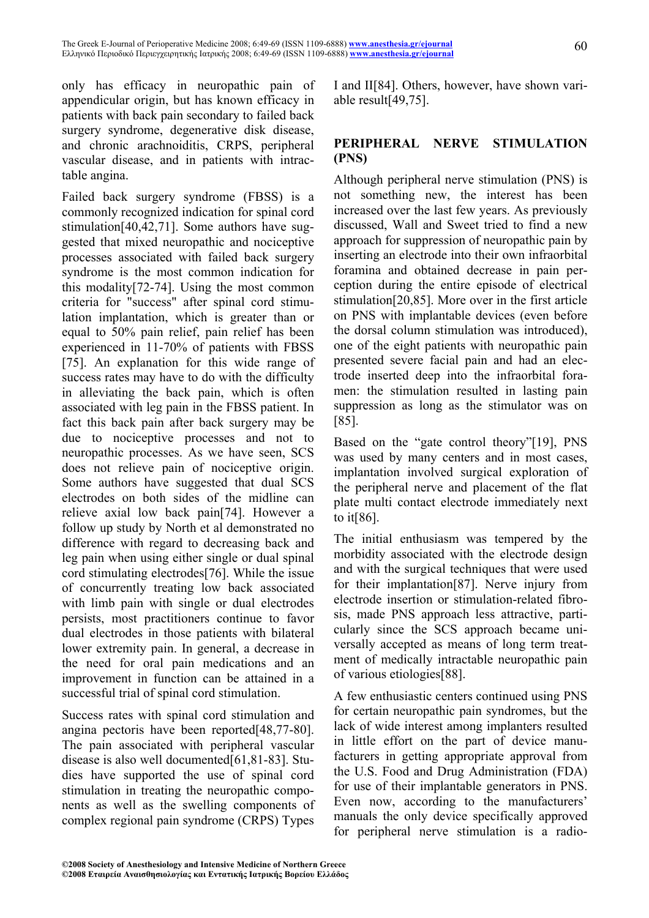only has efficacy in neuropathic pain of appendicular origin, but has known efficacy in patients with back pain secondary to failed back surgery syndrome, degenerative disk disease, and chronic arachnoiditis, CRPS, peripheral vascular disease, and in patients with intractable angina.

Failed back surgery syndrome (FBSS) is a commonly recognized indication for spinal cord stimulation[40,42,71]. Some authors have suggested that mixed neuropathic and nociceptive processes associated with failed back surgery syndrome is the most common indication for this modality[72-74]. Using the most common criteria for "success" after spinal cord stimulation implantation, which is greater than or equal to 50% pain relief, pain relief has been experienced in 11-70% of patients with FBSS [75]. An explanation for this wide range of success rates may have to do with the difficulty in alleviating the back pain, which is often associated with leg pain in the FBSS patient. In fact this back pain after back surgery may be due to nociceptive processes and not to neuropathic processes. As we have seen, SCS does not relieve pain of nociceptive origin. Some authors have suggested that dual SCS electrodes on both sides of the midline can relieve axial low back pain[74]. However a follow up study by North et al demonstrated no difference with regard to decreasing back and leg pain when using either single or dual spinal cord stimulating electrodes[76]. While the issue of concurrently treating low back associated with limb pain with single or dual electrodes persists, most practitioners continue to favor dual electrodes in those patients with bilateral lower extremity pain. In general, a decrease in the need for oral pain medications and an improvement in function can be attained in a successful trial of spinal cord stimulation.

Success rates with spinal cord stimulation and angina pectoris have been reported[48,77-80]. The pain associated with peripheral vascular disease is also well documented[61,81-83]. Studies have supported the use of spinal cord stimulation in treating the neuropathic components as well as the swelling components of complex regional pain syndrome (CRPS) Types I and II[84]. Others, however, have shown variable result[49,75].

## PERIPHERAL NERVE STIMULATION (PNS)

Although peripheral nerve stimulation (PNS) is not something new, the interest has been increased over the last few years. As previously discussed, Wall and Sweet tried to find a new approach for suppression of neuropathic pain by inserting an electrode into their own infraorbital foramina and obtained decrease in pain perception during the entire episode of electrical stimulation[20,85]. More over in the first article on PNS with implantable devices (even before the dorsal column stimulation was introduced), one of the eight patients with neuropathic pain presented severe facial pain and had an electrode inserted deep into the infraorbital foramen: the stimulation resulted in lasting pain suppression as long as the stimulator was on [85].

Based on the "gate control theory"[19], PNS was used by many centers and in most cases, implantation involved surgical exploration of the peripheral nerve and placement of the flat plate multi contact electrode immediately next to it[86].

The initial enthusiasm was tempered by the morbidity associated with the electrode design and with the surgical techniques that were used for their implantation[87]. Nerve injury from electrode insertion or stimulation-related fibrosis, made PNS approach less attractive, particularly since the SCS approach became universally accepted as means of long term treatment of medically intractable neuropathic pain of various etiologies[88].

A few enthusiastic centers continued using PNS for certain neuropathic pain syndromes, but the lack of wide interest among implanters resulted in little effort on the part of device manufacturers in getting appropriate approval from the U.S. Food and Drug Administration (FDA) for use of their implantable generators in PNS. Even now, according to the manufacturers' manuals the only device specifically approved for peripheral nerve stimulation is a radio-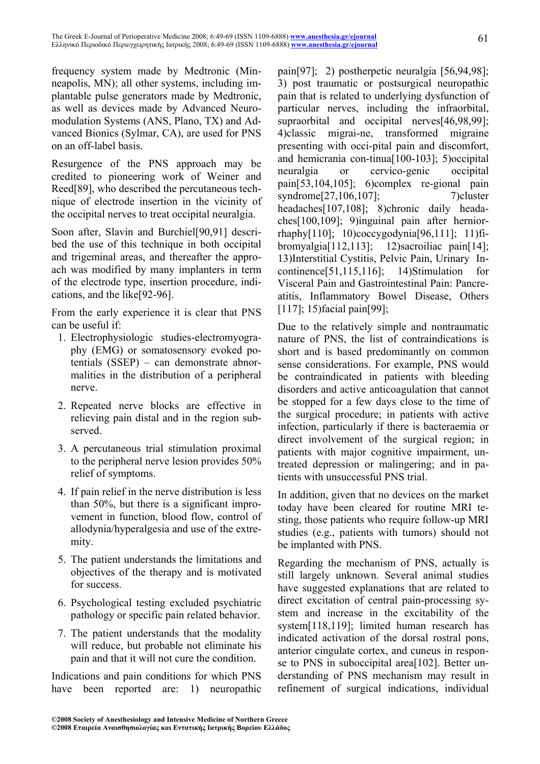frequency system made by Medtronic (Minneapolis, MN); all other systems, including implantable pulse generators made by Medtronic, as well as devices made by Advanced Neuromodulation Systems (ANS, Plano, TX) and Advanced Bionics (Sylmar, CA), are used for PNS on an off-label basis.

Resurgence of the PNS approach may be credited to pioneering work of Weiner and Reed[89], who described the percutaneous technique of electrode insertion in the vicinity of the occipital nerves to treat occipital neuralgia.

Soon after, Slavin and Burchiel[90,91] described the use of this technique in both occipital and trigeminal areas, and thereafter the approach was modified by many implanters in term of the electrode type, insertion procedure, indications, and the like[92-96].

From the early experience it is clear that PNS can be useful if:

1. Electrophysiologic studies-electromyography (EMG) or somatosensory evoked potentials (SSEP) – can demonstrate abnormalities in the distribution of a peripheral nerve.
2. Repeated nerve blocks are effective in relieving pain distal and in the region subserved.
3. A percutaneous trial stimulation proximal to the peripheral nerve lesion provides 50% relief of symptoms.
4. If pain relief in the nerve distribution is less than 50%, but there is a significant improvement in function, blood flow, control of allodynia/hyperalgesia and use of the extremity.
5. The patient understands the limitations and objectives of the therapy and is motivated for success.
6. Psychological testing excluded psychiatric pathology or specific pain related behavior.
7. The patient understands that the modality will reduce, but probable not eliminate his pain and that it will not cure the condition.

Indications and pain conditions for which PNS have been reported are: 1) neuropathic pain[97]; 2) postherpetic neuralgia [56,94,98]; 3) post traumatic or postsurgical neuropathic pain that is related to underlying dysfunction of particular nerves, including the infraorbital, supraorbital and occipital nerves[46,98,99]; 4)classic migrai-ne, transformed migraine presenting with occi-pital pain and discomfort, and hemicrania con-tinua[100-103]; 5)occipital neuralgia or cervico-genic occipital pain[53,104,105]; 6)complex re-gional pain syndrome[27,106,107]; 7)cluster headaches[107,108]; 8)chronic daily headaches[100,109]; 9)inguinal pain after herniorrhaphy[110]; 10)coccygodynia[96,111]; 11)fibromyalgia[112,113]; 12)sacroiliac pain[14]; 13)Interstitial Cystitis, Pelvic Pain, Urinary Incontinence[51,115,116]; 14)Stimulation for Visceral Pain and Gastrointestinal Pain: Pancreatitis, Inflammatory Bowel Disease, Others [117]; 15)facial pain[99];

Due to the relatively simple and nontraumatic nature of PNS, the list of contraindications is short and is based predominantly on common sense considerations. For example, PNS would be contraindicated in patients with bleeding disorders and active anticoagulation that cannot be stopped for a few days close to the time of the surgical procedure; in patients with active infection, particularly if there is bacteraemia or direct involvement of the surgical region; in patients with major cognitive impairment, untreated depression or malingering; and in patients with unsuccessful PNS trial.

In addition, given that no devices on the market today have been cleared for routine MRI testing, those patients who require follow-up MRI studies (e.g., patients with tumors) should not be implanted with PNS.

Regarding the mechanism of PNS, actually is still largely unknown. Several animal studies have suggested explanations that are related to direct excitation of central pain-processing system and increase in the excitability of the system[118,119]; limited human research has indicated activation of the dorsal rostral pons, anterior cingulate cortex, and cuneus in response to PNS in suboccipital area[102]. Better understanding of PNS mechanism may result in refinement of surgical indications, individual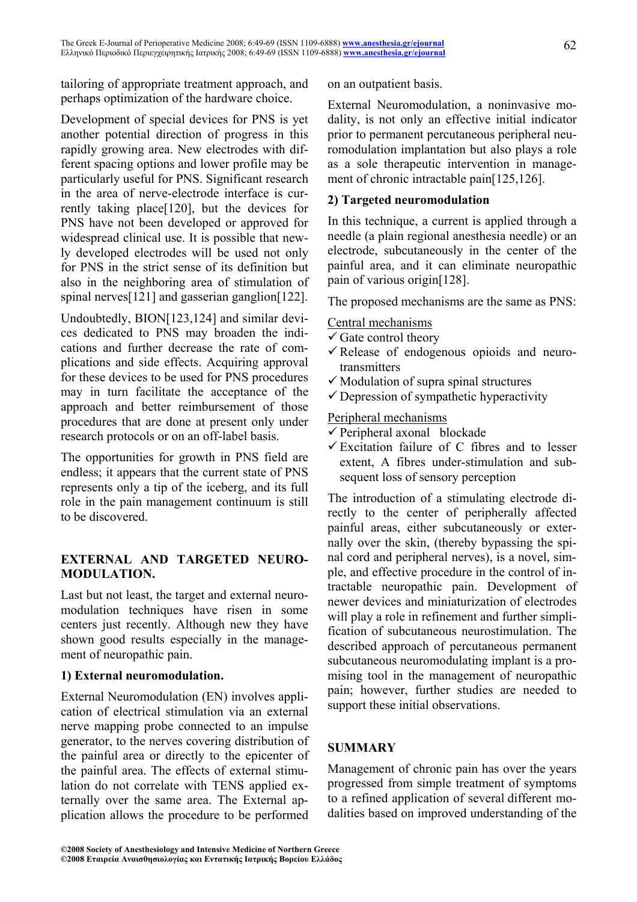tailoring of appropriate treatment approach, and perhaps optimization of the hardware choice.

Development of special devices for PNS is yet another potential direction of progress in this rapidly growing area. New electrodes with different spacing options and lower profile may be particularly useful for PNS. Significant research in the area of nerve-electrode interface is currently taking place[120], but the devices for PNS have not been developed or approved for widespread clinical use. It is possible that newly developed electrodes will be used not only for PNS in the strict sense of its definition but also in the neighboring area of stimulation of spinal nerves[121] and gasserian ganglion[122].

Undoubtedly, BION[123,124] and similar devices dedicated to PNS may broaden the indications and further decrease the rate of complications and side effects. Acquiring approval for these devices to be used for PNS procedures may in turn facilitate the acceptance of the approach and better reimbursement of those procedures that are done at present only under research protocols or on an off-label basis.

The opportunities for growth in PNS field are endless; it appears that the current state of PNS represents only a tip of the iceberg, and its full role in the pain management continuum is still to be discovered.

## EXTERNAL AND TARGETED NEUROMODULATION.

Last but not least, the target and external neuromodulation techniques have risen in some centers just recently. Although new they have shown good results especially in the management of neuropathic pain.

### 1) External neuromodulation.

External Neuromodulation (EN) involves application of electrical stimulation via an external nerve mapping probe connected to an impulse generator, to the nerves covering distribution of the painful area or directly to the epicenter of the painful area. The effects of external stimulation do not correlate with TENS applied externally over the same area. The External application allows the procedure to be performed on an outpatient basis.

External Neuromodulation, a noninvasive modality, is not only an effective initial indicator prior to permanent percutaneous peripheral neuromodulation implantation but also plays a role as a sole therapeutic intervention in management of chronic intractable pain[125,126].

### 2) Targeted neuromodulation

In this technique, a current is applied through a needle (a plain regional anesthesia needle) or an electrode, subcutaneously in the center of the painful area, and it can eliminate neuropathic pain of various origin[128].

The proposed mechanisms are the same as PNS:

Central mechanisms

- ✓ Gate control theory
- ✓ Release of endogenous opioids and neurotransmitters
- ✓ Modulation of supra spinal structures
- ✓ Depression of sympathetic hyperactivity

Peripheral mechanisms

- ✓ Peripheral axonal blockade
- ✓ Excitation failure of C fibres and to lesser extent, A fibres under-stimulation and subsequent loss of sensory perception

The introduction of a stimulating electrode directly to the center of peripherally affected painful areas, either subcutaneously or externally over the skin, (thereby bypassing the spinal cord and peripheral nerves), is a novel, simple, and effective procedure in the control of intractable neuropathic pain. Development of newer devices and miniaturization of electrodes will play a role in refinement and further simplification of subcutaneous neurostimulation. The described approach of percutaneous permanent subcutaneous neuromodulating implant is a promising tool in the management of neuropathic pain; however, further studies are needed to support these initial observations.

## SUMMARY

Management of chronic pain has over the years progressed from simple treatment of symptoms to a refined application of several different modalities based on improved understanding of the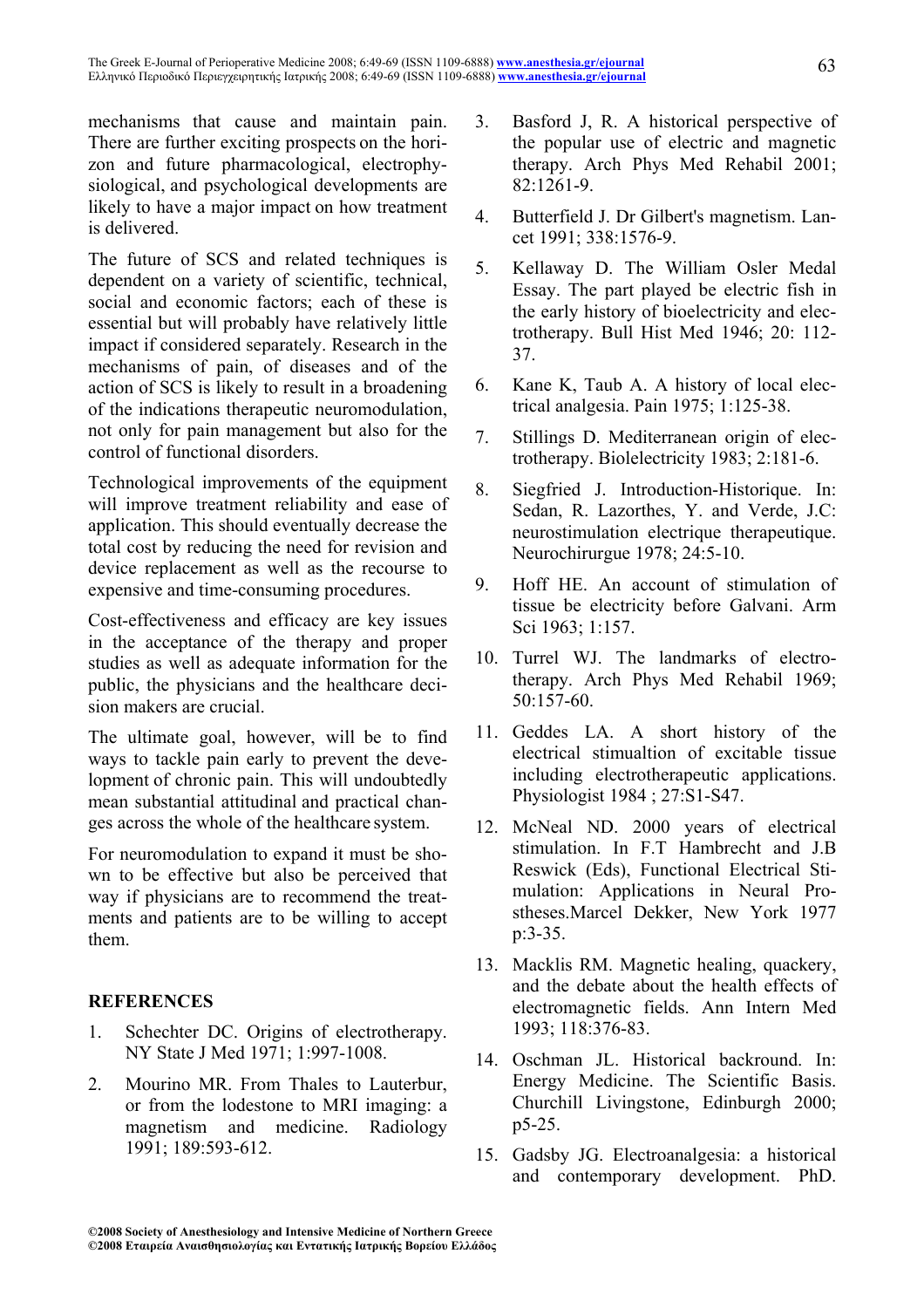mechanisms that cause and maintain pain. There are further exciting prospects on the horizon and future pharmacological, electrophysiological, and psychological developments are likely to have a major impact on how treatment is delivered.

The future of SCS and related techniques is dependent on a variety of scientific, technical, social and economic factors; each of these is essential but will probably have relatively little impact if considered separately. Research in the mechanisms of pain, of diseases and of the action of SCS is likely to result in a broadening of the indications therapeutic neuromodulation, not only for pain management but also for the control of functional disorders.

Technological improvements of the equipment will improve treatment reliability and ease of application. This should eventually decrease the total cost by reducing the need for revision and device replacement as well as the recourse to expensive and time-consuming procedures.

Cost-effectiveness and efficacy are key issues in the acceptance of the therapy and proper studies as well as adequate information for the public, the physicians and the healthcare decision makers are crucial.

The ultimate goal, however, will be to find ways to tackle pain early to prevent the development of chronic pain. This will undoubtedly mean substantial attitudinal and practical changes across the whole of the healthcare system.

For neuromodulation to expand it must be shown to be effective but also be perceived that way if physicians are to recommend the treatments and patients are to be willing to accept them.

## REFERENCES

1. Schechter DC. Origins of electrotherapy. NY State J Med 1971; 1:997-1008.
2. Mourino MR. From Thales to Lauterbur, or from the lodestone to MRI imaging: a magnetism and medicine. Radiology 1991; 189:593-612.
3. Basford J, R. A historical perspective of the popular use of electric and magnetic therapy. Arch Phys Med Rehabil 2001; 82:1261-9.
4. Butterfield J. Dr Gilbert's magnetism. Lancet 1991; 338:1576-9.
5. Kellaway D. The William Osler Medal Essay. The part played be electric fish in the early history of bioelectricity and electrotherapy. Bull Hist Med 1946; 20: 112-37.
6. Kane K, Taub A. A history of local electrical analgesia. Pain 1975; 1:125-38.
7. Stillings D. Mediterranean origin of electrotherapy. Biolelectricity 1983; 2:181-6.
8. Siegfried J. Introduction-Historique. In: Sedan, R. Lazorthes, Y. and Verde, J.C: neurostimulation electrique therapeutique. Neurochirurgue 1978; 24:5-10.
9. Hoff HE. An account of stimulation of tissue be electricity before Galvani. Arm Sci 1963; 1:157.
10. Turrel WJ. The landmarks of electrotherapy. Arch Phys Med Rehabil 1969; 50:157-60.
11. Geddes LA. A short history of the electrical stimualtion of excitable tissue including electrotherapeutic applications. Physiologist 1984 ; 27:S1-S47.
12. McNeal ND. 2000 years of electrical stimulation. In F.T Hambrecht and J.B Reswick (Eds), Functional Electrical Stimulation: Applications in Neural Prostheses.Marcel Dekker, New York 1977 p:3-35.
13. Macklis RM. Magnetic healing, quackery, and the debate about the health effects of electromagnetic fields. Ann Intern Med 1993; 118:376-83.
14. Oschman JL. Historical backround. In: Energy Medicine. The Scientific Basis. Churchill Livingstone, Edinburgh 2000; p5-25.
15. Gadsby JG. Electroanalgesia: a historical and contemporary development. PhD.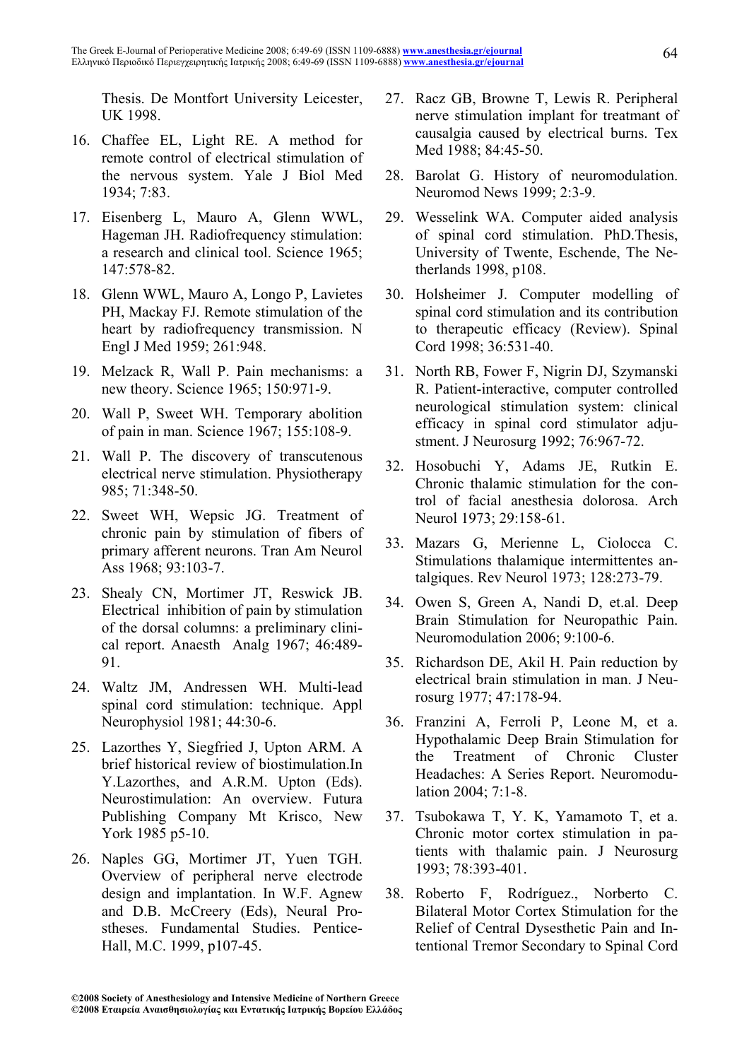Thesis. De Montfort University Leicester, UK 1998.

16. Chaffee EL, Light RE. A method for remote control of electrical stimulation of the nervous system. Yale J Biol Med 1934; 7:83.
17. Eisenberg L, Mauro A, Glenn WWL, Hageman JH. Radiofrequency stimulation: a research and clinical tool. Science 1965; 147:578-82.
18. Glenn WWL, Mauro A, Longo P, Lavietes PH, Mackay FJ. Remote stimulation of the heart by radiofrequency transmission. N Engl J Med 1959; 261:948.
19. Melzack R, Wall P. Pain mechanisms: a new theory. Science 1965; 150:971-9.
20. Wall P, Sweet WH. Temporary abolition of pain in man. Science 1967; 155:108-9.
21. Wall P. The discovery of transcutenous electrical nerve stimulation. Physiotherapy 985; 71:348-50.
22. Sweet WH, Wepsic JG. Treatment of chronic pain by stimulation of fibers of primary afferent neurons. Tran Am Neurol Ass 1968; 93:103-7.
23. Shealy CN, Mortimer JT, Reswick JB. Electrical inhibition of pain by stimulation of the dorsal columns: a preliminary clinical report. Anaesth Analg 1967; 46:489-91.
24. Waltz JM, Andressen WH. Multi-lead spinal cord stimulation: technique. Appl Neurophysiol 1981; 44:30-6.
25. Lazorthes Y, Siegfried J, Upton ARM. A brief historical review of biostimulation.In Y.Lazorthes, and A.R.M. Upton (Eds). Neurostimulation: An overview. Futura Publishing Company Mt Krisco, New York 1985 p5-10.
26. Naples GG, Mortimer JT, Yuen TGH. Overview of peripheral nerve electrode design and implantation. In W.F. Agnew and D.B. McCreery (Eds), Neural Prostheses. Fundamental Studies. Pentice-Hall, M.C. 1999, p107-45.
27. Racz GB, Browne T, Lewis R. Peripheral nerve stimulation implant for treatment of causalgia caused by electrical burns. Tex Med 1988; 84:45-50.
28. Barolat G. History of neuromodulation. Neuromod News 1999; 2:3-9.
29. Wesselink WA. Computer aided analysis of spinal cord stimulation. PhD.Thesis, University of Twente, Eschende, The Netherlands 1998, p108.
30. Holsheimer J. Computer modelling of spinal cord stimulation and its contribution to therapeutic efficacy (Review). Spinal Cord 1998; 36:531-40.
31. North RB, Fower F, Nigrin DJ, Szymanski R. Patient-interactive, computer controlled neurological stimulation system: clinical efficacy in spinal cord stimulator adjustment. J Neurosurg 1992; 76:967-72.
32. Hosobuchi Y, Adams JE, Rutkin E. Chronic thalamic stimulation for the control of facial anesthesia dolorosa. Arch Neurol 1973; 29:158-61.
33. Mazars G, Merienne L, Ciolocca C. Stimulations thalamique intermittentes antalgiques. Rev Neurol 1973; 128:273-79.
34. Owen S, Green A, Nandi D, et.al. Deep Brain Stimulation for Neuropathic Pain. Neuromodulation 2006; 9:100-6.
35. Richardson DE, Akil H. Pain reduction by electrical brain stimulation in man. J Neurosurg 1977; 47:178-94.
36. Franzini A, Ferroli P, Leone M, et a. Hypothalamic Deep Brain Stimulation for the Treatment of Chronic Cluster Headaches: A Series Report. Neuromodulation 2004; 7:1-8.
37. Tsubokawa T, Y. K, Yamamoto T, et a. Chronic motor cortex stimulation in patients with thalamic pain. J Neurosurg 1993; 78:393-401.
38. Roberto F, Rodríguez., Norberto C. Bilateral Motor Cortex Stimulation for the Relief of Central Dysesthetic Pain and Intentional Tremor Secondary to Spinal Cord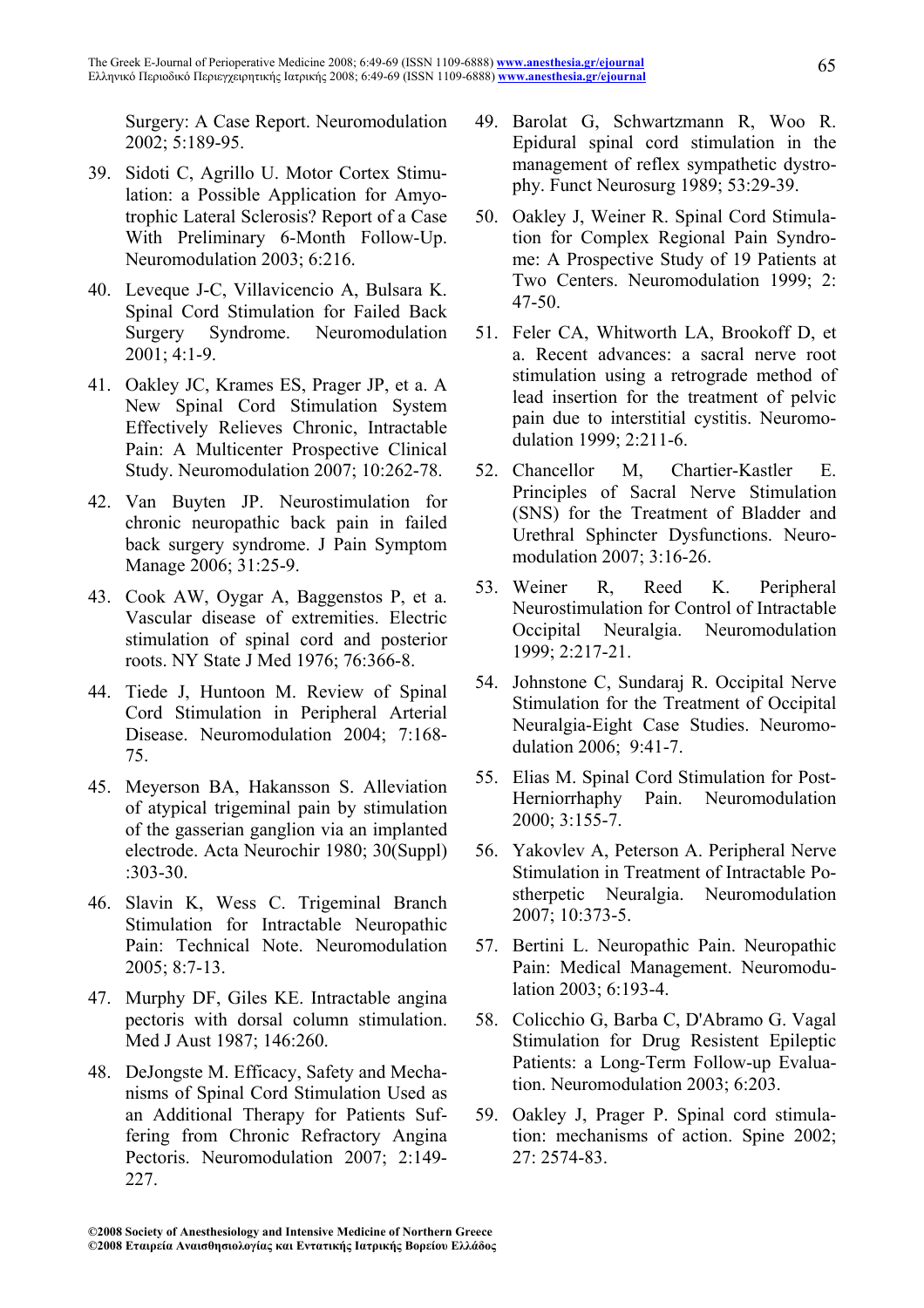Surgery: A Case Report. Neuromodulation 2002; 5:189-95.

39. Sidoti C, Agrillo U. Motor Cortex Stimulation: a Possible Application for Amyotrophic Lateral Sclerosis? Report of a Case With Preliminary 6-Month Follow-Up. Neuromodulation 2003; 6:216.

40. Leveque J-C, Villavicencio A, Bulsara K. Spinal Cord Stimulation for Failed Back Surgery Syndrome. Neuromodulation 2001; 4:1-9.

41. Oakley JC, Krames ES, Prager JP, et a. A New Spinal Cord Stimulation System Effectively Relieves Chronic, Intractable Pain: A Multicenter Prospective Clinical Study. Neuromodulation 2007; 10:262-78.

42. Van Buyten JP. Neurostimulation for chronic neuropathic back pain in failed back surgery syndrome. J Pain Symptom Manage 2006; 31:25-9.

43. Cook AW, Oygar A, Baggenstos P, et a. Vascular disease of extremities. Electric stimulation of spinal cord and posterior roots. NY State J Med 1976; 76:366-8.

44. Tiede J, Huntoon M. Review of Spinal Cord Stimulation in Peripheral Arterial Disease. Neuromodulation 2004; 7:168-75.

45. Meyerson BA, Hakansson S. Alleviation of atypical trigeminal pain by stimulation of the gasserian ganglion via an implanted electrode. Acta Neurochir 1980; 30(Suppl):303-30.

46. Slavin K, Wess C. Trigeminal Branch Stimulation for Intractable Neuropathic Pain: Technical Note. Neuromodulation 2005; 8:7-13.

47. Murphy DF, Giles KE. Intractable angina pectoris with dorsal column stimulation. Med J Aust 1987; 146:260.

48. DeJongste M. Efficacy, Safety and Mechanisms of Spinal Cord Stimulation Used as an Additional Therapy for Patients Suffering from Chronic Refractory Angina Pectoris. Neuromodulation 2007; 2:149-227.

49. Barolat G, Schwartzmann R, Woo R. Epidural spinal cord stimulation in the management of reflex sympathetic dystrophy. Funct Neurosurg 1989; 53:29-39.

50. Oakley J, Weiner R. Spinal Cord Stimulation for Complex Regional Pain Syndrome: A Prospective Study of 19 Patients at Two Centers. Neuromodulation 1999; 2: 47-50.

51. Feler CA, Whitworth LA, Brookoff D, et a. Recent advances: a sacral nerve root stimulation using a retrograde method of lead insertion for the treatment of pelvic pain due to interstitial cystitis. Neuromodulation 1999; 2:211-6.

52. Chancellor M, Chartier-Kastler E. Principles of Sacral Nerve Stimulation (SNS) for the Treatment of Bladder and Urethral Sphincter Dysfunctions. Neuromodulation 2007; 3:16-26.

53. Weiner R, Reed K. Peripheral Neurostimulation for Control of Intractable Occipital Neuralgia. Neuromodulation 1999; 2:217-21.

54. Johnstone C, Sundaraj R. Occipital Nerve Stimulation for the Treatment of Occipital Neuralgia-Eight Case Studies. Neuromodulation 2006; 9:41-7.

55. Elias M. Spinal Cord Stimulation for Post-Herniorrhaphy Pain. Neuromodulation 2000; 3:155-7.

56. Yakovlev A, Peterson A. Peripheral Nerve Stimulation in Treatment of Intractable Postherpetic Neuralgia. Neuromodulation 2007; 10:373-5.

57. Bertini L. Neuropathic Pain. Neuropathic Pain: Medical Management. Neuromodulation 2003; 6:193-4.

58. Colicchio G, Barba C, D'Abramo G. Vagal Stimulation for Drug Resistent Epileptic Patients: a Long-Term Follow-up Evaluation. Neuromodulation 2003; 6:203.

59. Oakley J, Prager P. Spinal cord stimulation: mechanisms of action. Spine 2002; 27: 2574-83.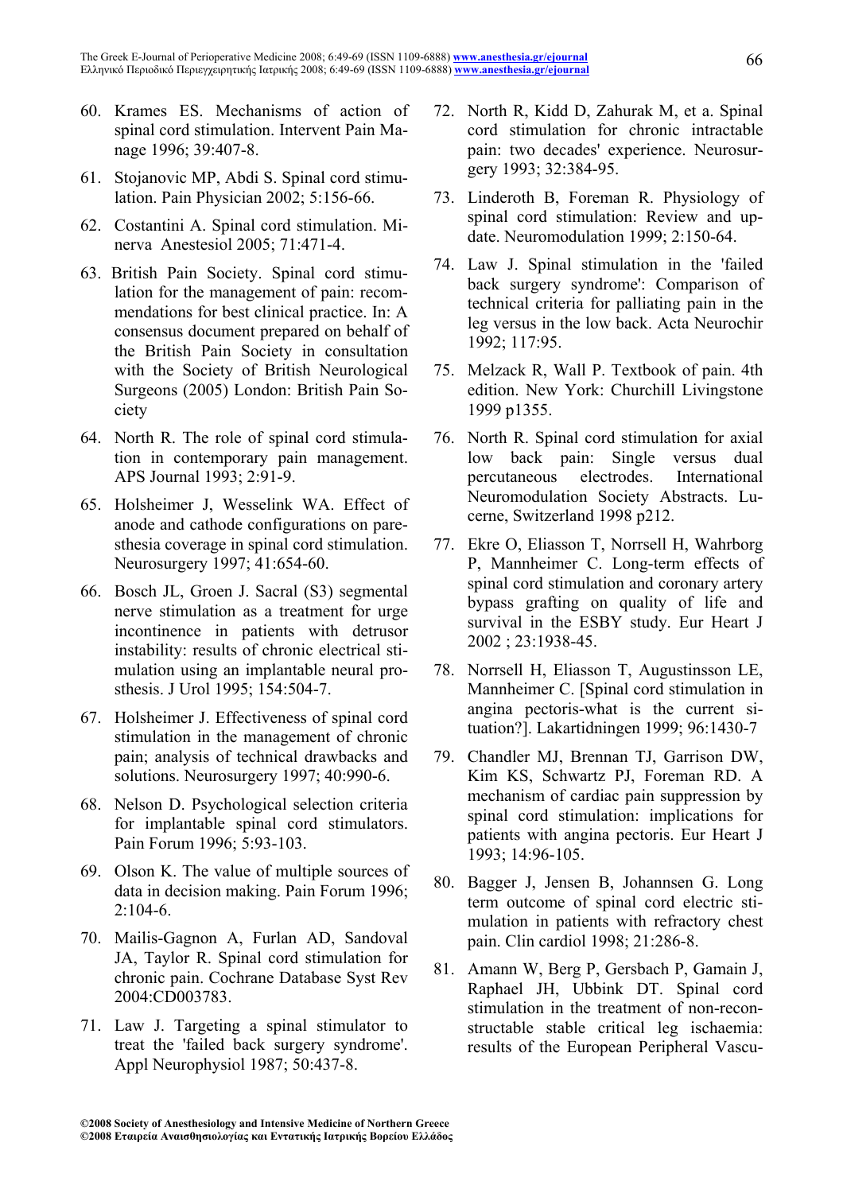60. Krames ES. Mechanisms of action of spinal cord stimulation. Intervent Pain Manage 1996; 39:407-8.

61. Stojanovic MP, Abdi S. Spinal cord stimulation. Pain Physician 2002; 5:156-66.

62. Costantini A. Spinal cord stimulation. Minerva Anestesiol 2005; 71:471-4.

63. British Pain Society. Spinal cord stimulation for the management of pain: recommendations for best clinical practice. In: A consensus document prepared on behalf of the British Pain Society in consultation with the Society of British Neurological Surgeons (2005) London: British Pain Society

64. North R. The role of spinal cord stimulation in contemporary pain management. APS Journal 1993; 2:91-9.

65. Holsheimer J, Wesselink WA. Effect of anode and cathode configurations on paresthesia coverage in spinal cord stimulation. Neurosurgery 1997; 41:654-60.

66. Bosch JL, Groen J. Sacral (S3) segmental nerve stimulation as a treatment for urge incontinence in patients with detrusor instability: results of chronic electrical stimulation using an implantable neural prosthesis. J Urol 1995; 154:504-7.

67. Holsheimer J. Effectiveness of spinal cord stimulation in the management of chronic pain; analysis of technical drawbacks and solutions. Neurosurgery 1997; 40:990-6.

68. Nelson D. Psychological selection criteria for implantable spinal cord stimulators. Pain Forum 1996; 5:93-103.

69. Olson K. The value of multiple sources of data in decision making. Pain Forum 1996; 2:104-6.

70. Mailis-Gagnon A, Furlan AD, Sandoval JA, Taylor R. Spinal cord stimulation for chronic pain. Cochrane Database Syst Rev 2004:CD003783.

71. Law J. Targeting a spinal stimulator to treat the 'failed back surgery syndrome'. Appl Neurophysiol 1987; 50:437-8.

72. North R, Kidd D, Zahurak M, et a. Spinal cord stimulation for chronic intractable pain: two decades' experience. Neurosurgery 1993; 32:384-95.

73. Linderoth B, Foreman R. Physiology of spinal cord stimulation: Review and update. Neuromodulation 1999; 2:150-64.

74. Law J. Spinal stimulation in the 'failed back surgery syndrome': Comparison of technical criteria for palliating pain in the leg versus in the low back. Acta Neurochir 1992; 117:95.

75. Melzack R, Wall P. Textbook of pain. 4th edition. New York: Churchill Livingstone 1999 p1355.

76. North R. Spinal cord stimulation for axial low back pain: Single versus dual percutaneous electrodes. International Neuromodulation Society Abstracts. Lucerne, Switzerland 1998 p212.

77. Ekre O, Eliasson T, Norrsell H, Wahrborg P, Mannheimer C. Long-term effects of spinal cord stimulation and coronary artery bypass grafting on quality of life and survival in the ESBY study. Eur Heart J 2002 ; 23:1938-45.

78. Norrsell H, Eliasson T, Augustinsson LE, Mannheimer C. [Spinal cord stimulation in angina pectoris-what is the current situation?]. Lakartidningen 1999; 96:1430-7

79. Chandler MJ, Brennan TJ, Garrison DW, Kim KS, Schwartz PJ, Foreman RD. A mechanism of cardiac pain suppression by spinal cord stimulation: implications for patients with angina pectoris. Eur Heart J 1993; 14:96-105.

80. Bagger J, Jensen B, Johannsen G. Long term outcome of spinal cord electric stimulation in patients with refractory chest pain. Clin cardiol 1998; 21:286-8.

81. Amann W, Berg P, Gersbach P, Gamain J, Raphael JH, Ubbink DT. Spinal cord stimulation in the treatment of non-reconstructable stable critical leg ischaemia: results of the European Peripheral Vascu-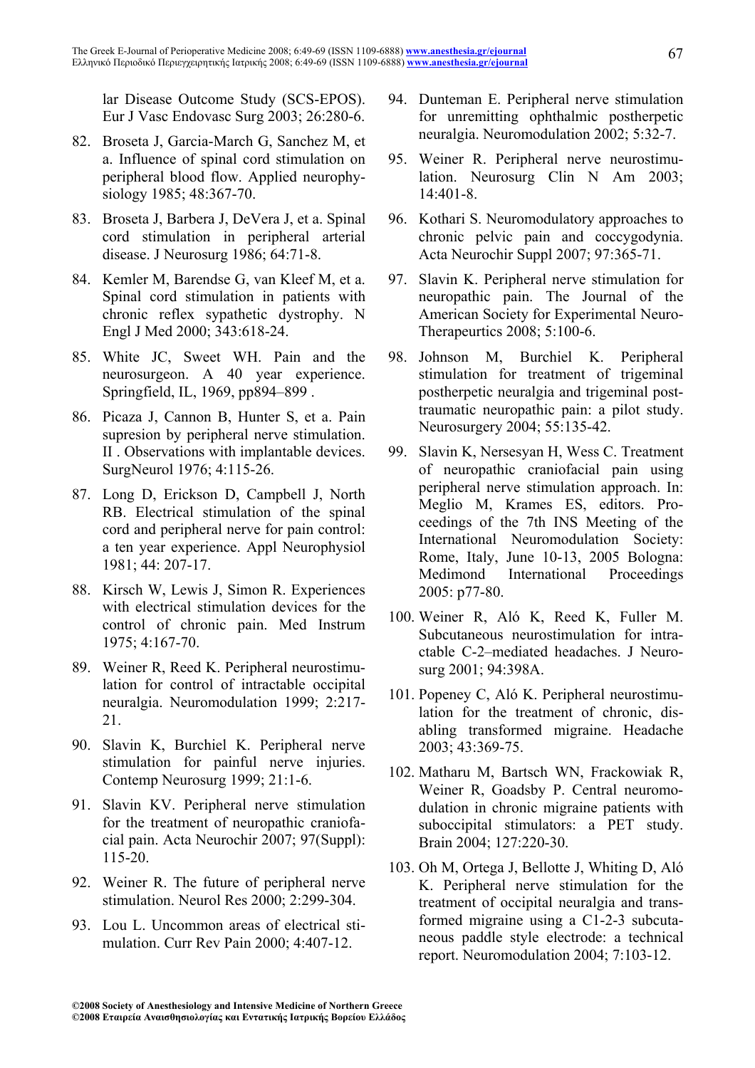lar Disease Outcome Study (SCS-EPOS). Eur J Vasc Endovasc Surg 2003; 26:280-6.

82. Broseta J, Garcia-March G, Sanchez M, et a. Influence of spinal cord stimulation on peripheral blood flow. Applied neurophysiology 1985; 48:367-70.

83. Broseta J, Barbera J, DeVera J, et a. Spinal cord stimulation in peripheral arterial disease. J Neurosurg 1986; 64:71-8.

84. Kemler M, Barendse G, van Kleef M, et a. Spinal cord stimulation in patients with chronic reflex sypathetic dystrophy. N Engl J Med 2000; 343:618-24.

85. White JC, Sweet WH. Pain and the neurosurgeon. A 40 year experience. Springfield, IL, 1969, pp894–899 .

86. Picaza J, Cannon B, Hunter S, et a. Pain supresion by peripheral nerve stimulation. II . Observations with implantable devices. SurgNeurol 1976; 4:115-26.

87. Long D, Erickson D, Campbell J, North RB. Electrical stimulation of the spinal cord and peripheral nerve for pain control: a ten year experience. Appl Neurophysiol 1981; 44: 207-17.

88. Kirsch W, Lewis J, Simon R. Experiences with electrical stimulation devices for the control of chronic pain. Med Instrum 1975; 4:167-70.

89. Weiner R, Reed K. Peripheral neurostimulation for control of intractable occipital neuralgia. Neuromodulation 1999; 2:217-21.

90. Slavin K, Burchiel K. Peripheral nerve stimulation for painful nerve injuries. Contemp Neurosurg 1999; 21:1-6.

91. Slavin KV. Peripheral nerve stimulation for the treatment of neuropathic craniofacial pain. Acta Neurochir 2007; 97(Suppl): 115-20.

92. Weiner R. The future of peripheral nerve stimulation. Neurol Res 2000; 2:299-304.

93. Lou L. Uncommon areas of electrical stimulation. Curr Rev Pain 2000; 4:407-12.

94. Dunteman E. Peripheral nerve stimulation for unremitting ophthalmic postherpetic neuralgia. Neuromodulation 2002; 5:32-7.

95. Weiner R. Peripheral nerve neurostimulation. Neurosurg Clin N Am 2003; 14:401-8.

96. Kothari S. Neuromodulatory approaches to chronic pelvic pain and coccygodynia. Acta Neurochir Suppl 2007; 97:365-71.

97. Slavin K. Peripheral nerve stimulation for neuropathic pain. The Journal of the American Society for Experimental Neuro-Therapeurtics 2008; 5:100-6.

98. Johnson M, Burchiel K. Peripheral stimulation for treatment of trigeminal postherpetic neuralgia and trigeminal post-traumatic neuropathic pain: a pilot study. Neurosurgery 2004; 55:135-42.

99. Slavin K, Nersesyan H, Wess C. Treatment of neuropathic craniofacial pain using peripheral nerve stimulation approach. In: Meglio M, Krames ES, editors. Proceedings of the 7th INS Meeting of the International Neuromodulation Society: Rome, Italy, June 10-13, 2005 Bologna: Medimond International Proceedings 2005: p77-80.

100. Weiner R, Aló K, Reed K, Fuller M. Subcutaneous neurostimulation for intractable C-2–mediated headaches. J Neurosurg 2001; 94:398A.

101. Popeney C, Aló K. Peripheral neurostimulation for the treatment of chronic, disabling transformed migraine. Headache 2003; 43:369-75.

102. Matharu M, Bartsch WN, Frackowiak R, Weiner R, Goadsby P. Central neuromodulation in chronic migraine patients with suboccipital stimulators: a PET study. Brain 2004; 127:220-30.

103. Oh M, Ortega J, Bellotte J, Whiting D, Aló K. Peripheral nerve stimulation for the treatment of occipital neuralgia and transformed migraine using a C1-2-3 subcutaneous paddle style electrode: a technical report. Neuromodulation 2004; 7:103-12.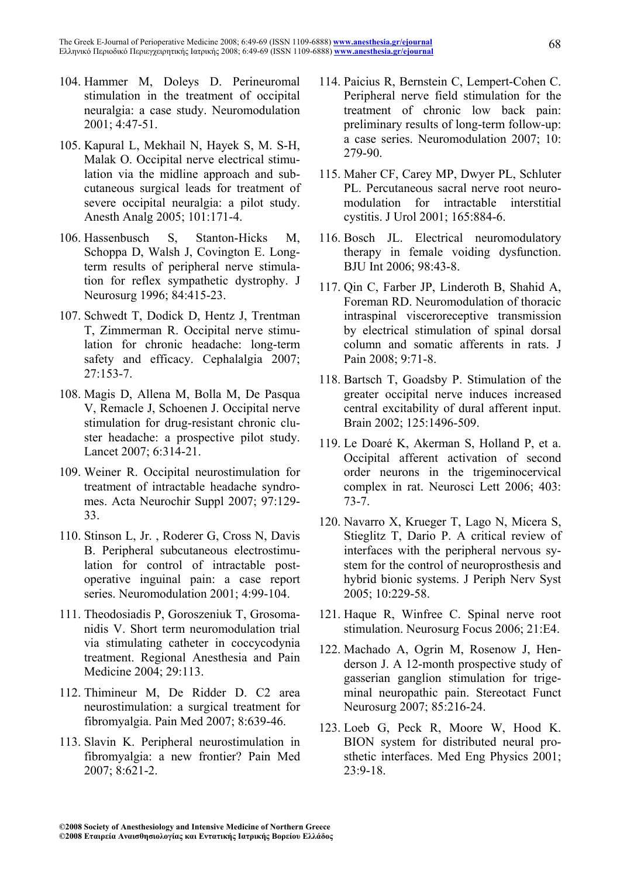104. Hammer M, Doleys D. Perineuromal stimulation in the treatment of occipital neuralgia: a case study. Neuromodulation 2001; 4:47-51.

105. Kapural L, Mekhail N, Hayek S, M. S-H, Malak O. Occipital nerve electrical stimulation via the midline approach and subcutaneous surgical leads for treatment of severe occipital neuralgia: a pilot study. Anesth Analg 2005; 101:171-4.

106. Hassenbusch S, Stanton-Hicks M, Schoppa D, Walsh J, Covington E. Long-term results of peripheral nerve stimulation for reflex sympathetic dystrophy. J Neurosurg 1996; 84:415-23.

107. Schwedt T, Dodick D, Hentz J, Trentman T, Zimmerman R. Occipital nerve stimulation for chronic headache: long-term safety and efficacy. Cephalalgia 2007; 27:153-7.

108. Magis D, Allena M, Bolla M, De Pasqua V, Remacle J, Schoenen J. Occipital nerve stimulation for drug-resistant chronic cluster headache: a prospective pilot study. Lancet 2007; 6:314-21.

109. Weiner R. Occipital neurostimulation for treatment of intractable headache syndromes. Acta Neurochir Suppl 2007; 97:129-33.

110. Stinson L, Jr. , Roderer G, Cross N, Davis B. Peripheral subcutaneous electrostimulation for control of intractable post-operative inguinal pain: a case report series. Neuromodulation 2001; 4:99-104.

111. Theodosiadis P, Goroszeniuk T, Grosomanidis V. Short term neuromodulation trial via stimulating catheter in coccycodynia treatment. Regional Anesthesia and Pain Medicine 2004; 29:113.

112. Thimineur M, De Ridder D. C2 area neurostimulation: a surgical treatment for fibromyalgia. Pain Med 2007; 8:639-46.

113. Slavin K. Peripheral neurostimulation in fibromyalgia: a new frontier? Pain Med 2007; 8:621-2.

114. Paicius R, Bernstein C, Lempert-Cohen C. Peripheral nerve field stimulation for the treatment of chronic low back pain: preliminary results of long-term follow-up: a case series. Neuromodulation 2007; 10: 279-90.

115. Maher CF, Carey MP, Dwyer PL, Schluter PL. Percutaneous sacral nerve root neuromodulation for intractable interstitial cystitis. J Urol 2001; 165:884-6.

116. Bosch JL. Electrical neuromodulatory therapy in female voiding dysfunction. BJU Int 2006; 98:43-8.

117. Qin C, Farber JP, Linderoth B, Shahid A, Foreman RD. Neuromodulation of thoracic intraspinal visceroreceptive transmission by electrical stimulation of spinal dorsal column and somatic afferents in rats. J Pain 2008; 9:71-8.

118. Bartsch T, Goadsby P. Stimulation of the greater occipital nerve induces increased central excitability of dural afferent input. Brain 2002; 125:1496-509.

119. Le Doaré K, Akerman S, Holland P, et a. Occipital afferent activation of second order neurons in the trigeminocervical complex in rat. Neurosci Lett 2006; 403: 73-7.

120. Navarro X, Krueger T, Lago N, Micera S, Stieglitz T, Dario P. A critical review of interfaces with the peripheral nervous system for the control of neuroprosthesis and hybrid bionic systems. J Periph Nerv Syst 2005; 10:229-58.

121. Haque R, Winfree C. Spinal nerve root stimulation. Neurosurg Focus 2006; 21:E4.

122. Machado A, Ogrin M, Rosenow J, Henderson J. A 12-month prospective study of gasserian ganglion stimulation for trigeminal neuropathic pain. Stereotact Funct Neurosurg 2007; 85:216-24.

123. Loeb G, Peck R, Moore W, Hood K. BION system for distributed neural prosthetic interfaces. Med Eng Physics 2001; 23:9-18.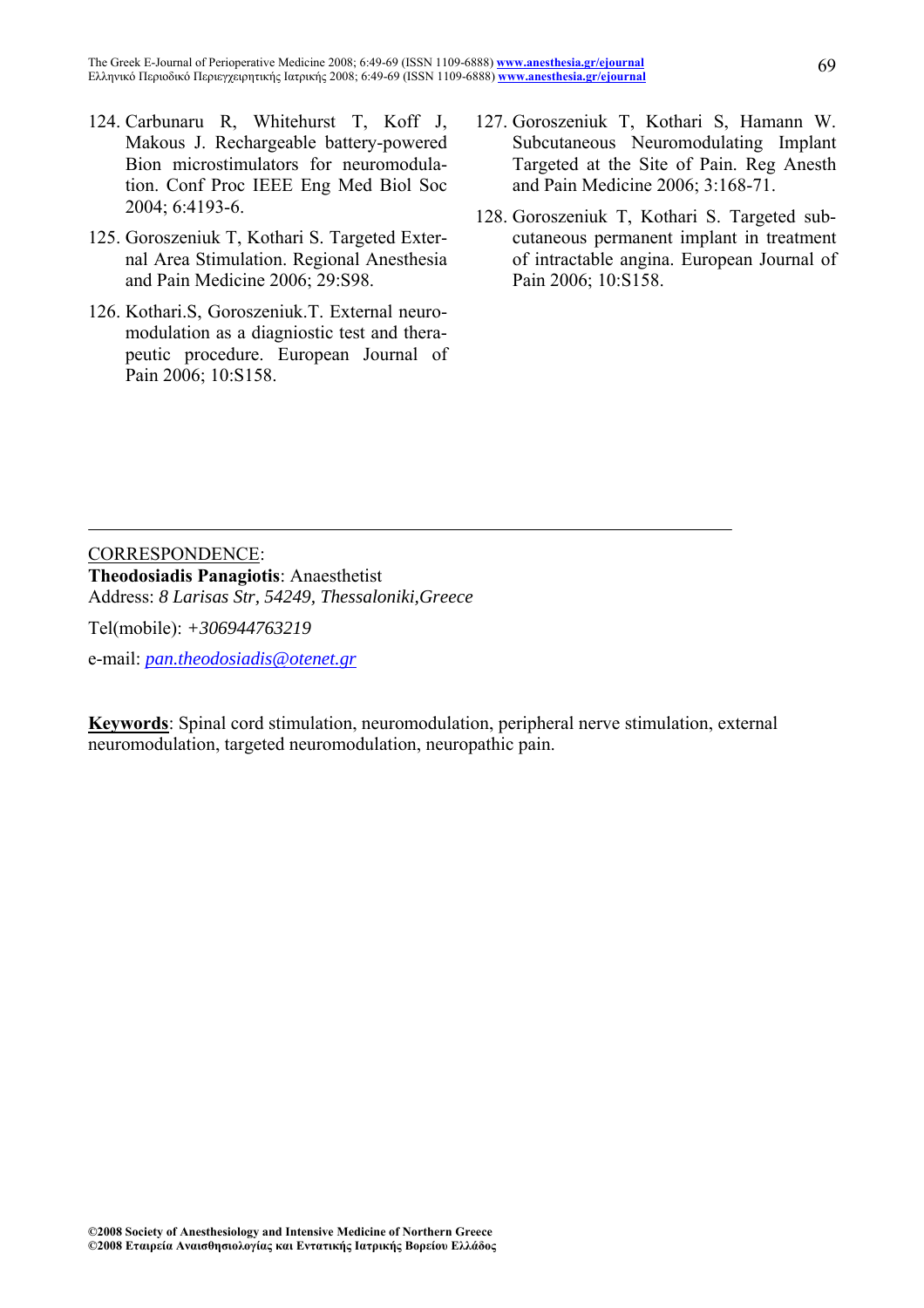124. Carbunaru R, Whitehurst T, Koff J, Makous J. Rechargeable battery-powered Bion microstimulators for neuromodulation. Conf Proc IEEE Eng Med Biol Soc 2004; 6:4193-6.
125. Goroszeniuk T, Kothari S. Targeted External Area Stimulation. Regional Anesthesia and Pain Medicine 2006; 29:S98.
126. Kothari.S, Goroszeniuk.T. External neuromodulation as a diagniostic test and therapeutic procedure. European Journal of Pain 2006; 10:S158.
127. Goroszeniuk T, Kothari S, Hamann W. Subcutaneous Neuromodulating Implant Targeted at the Site of Pain. Reg Anesth and Pain Medicine 2006; 3:168-71.
128. Goroszeniuk T, Kothari S. Targeted subcutaneous permanent implant in treatment of intractable angina. European Journal of Pain 2006; 10:S158.

---

CORRESPONDENCE:
**Theodosiadis Panagiotis**: Anaesthetist
Address: *8 Larisas Str, 54249, Thessaloniki,Greece*

Tel(mobile): *+306944763219*

e-mail: *pan.theodosiadis@otenet.gr*

**Keywords**: Spinal cord stimulation, neuromodulation, peripheral nerve stimulation, external neuromodulation, targeted neuromodulation, neuropathic pain.

©2008 Society of Anesthesiology and Intensive Medicine of Northern Greece
©2008 Εταιρεία Αναισθησιολογίας και Εντατικής Ιατρικής Βορείου Ελλάδος